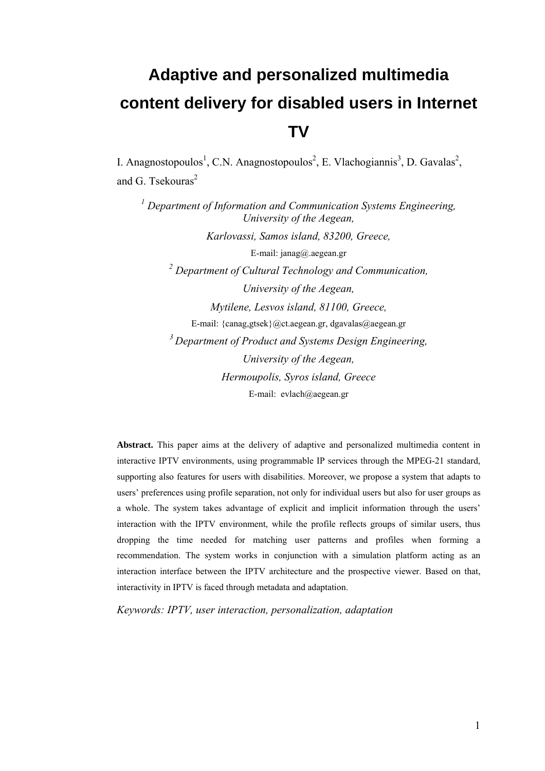# Adaptive and personalized multimedia content delivery for disabled users in Internet TV

I. Anagnostopoulos[1], C.N. Anagnostopoulos[2], E. Vlachogiannis[3], D. Gavalas[2], and G. Tsekouras[2]

[1] *Department of Information and Communication Systems Engineering, University of the Aegean,*

*Karlovassi, Samos island, 83200, Greece,*

E-mail: janag@.aegean.gr

[2] *Department of Cultural Technology and Communication,*

*University of the Aegean,*

*Mytilene, Lesvos island, 81100, Greece,*

E-mail: {canag,gtsek}@ct.aegean.gr, dgavalas@aegean.gr

[3] *Department of Product and Systems Design Engineering,*

*University of the Aegean,*

*Hermoupolis, Syros island, Greece*

E-mail: evlach@aegean.gr

**Abstract.** This paper aims at the delivery of adaptive and personalized multimedia content in interactive IPTV environments, using programmable IP services through the MPEG-21 standard, supporting also features for users with disabilities. Moreover, we propose a system that adapts to users' preferences using profile separation, not only for individual users but also for user groups as a whole. The system takes advantage of explicit and implicit information through the users' interaction with the IPTV environment, while the profile reflects groups of similar users, thus dropping the time needed for matching user patterns and profiles when forming a recommendation. The system works in conjunction with a simulation platform acting as an interaction interface between the IPTV architecture and the prospective viewer. Based on that, interactivity in IPTV is faced through metadata and adaptation.

*Keywords: IPTV, user interaction, personalization, adaptation*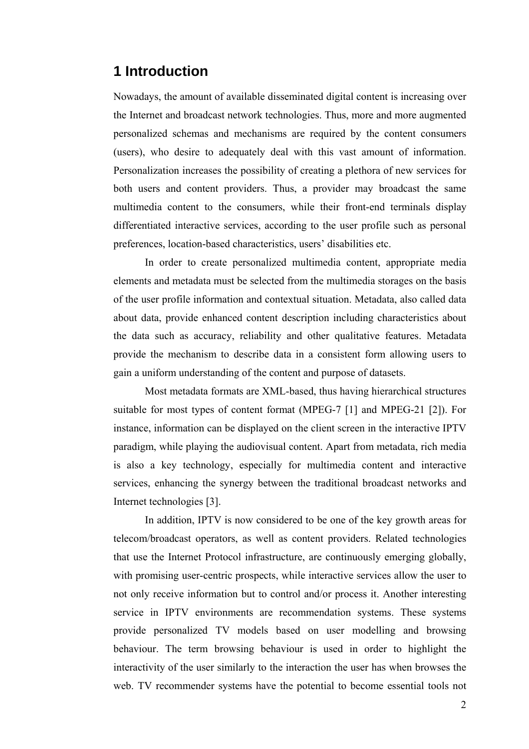# 1 Introduction

Nowadays, the amount of available disseminated digital content is increasing over the Internet and broadcast network technologies. Thus, more and more augmented personalized schemas and mechanisms are required by the content consumers (users), who desire to adequately deal with this vast amount of information. Personalization increases the possibility of creating a plethora of new services for both users and content providers. Thus, a provider may broadcast the same multimedia content to the consumers, while their front-end terminals display differentiated interactive services, according to the user profile such as personal preferences, location-based characteristics, users' disabilities etc.

In order to create personalized multimedia content, appropriate media elements and metadata must be selected from the multimedia storages on the basis of the user profile information and contextual situation. Metadata, also called data about data, provide enhanced content description including characteristics about the data such as accuracy, reliability and other qualitative features. Metadata provide the mechanism to describe data in a consistent form allowing users to gain a uniform understanding of the content and purpose of datasets.

Most metadata formats are XML-based, thus having hierarchical structures suitable for most types of content format (MPEG-7 [1] and MPEG-21 [2]). For instance, information can be displayed on the client screen in the interactive IPTV paradigm, while playing the audiovisual content. Apart from metadata, rich media is also a key technology, especially for multimedia content and interactive services, enhancing the synergy between the traditional broadcast networks and Internet technologies [3].

In addition, IPTV is now considered to be one of the key growth areas for telecom/broadcast operators, as well as content providers. Related technologies that use the Internet Protocol infrastructure, are continuously emerging globally, with promising user-centric prospects, while interactive services allow the user to not only receive information but to control and/or process it. Another interesting service in IPTV environments are recommendation systems. These systems provide personalized TV models based on user modelling and browsing behaviour. The term browsing behaviour is used in order to highlight the interactivity of the user similarly to the interaction the user has when browses the web. TV recommender systems have the potential to become essential tools not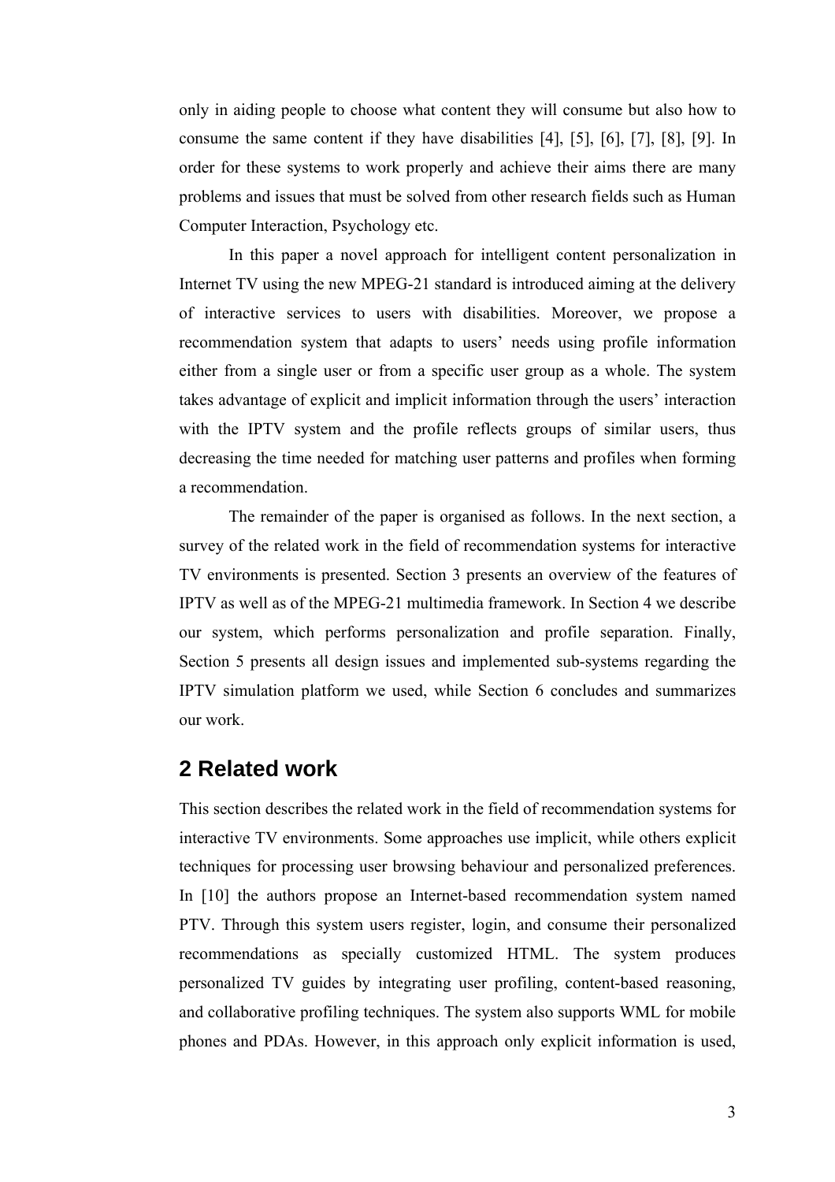only in aiding people to choose what content they will consume but also how to consume the same content if they have disabilities [4], [5], [6], [7], [8], [9]. In order for these systems to work properly and achieve their aims there are many problems and issues that must be solved from other research fields such as Human Computer Interaction, Psychology etc.

In this paper a novel approach for intelligent content personalization in Internet TV using the new MPEG-21 standard is introduced aiming at the delivery of interactive services to users with disabilities. Moreover, we propose a recommendation system that adapts to users' needs using profile information either from a single user or from a specific user group as a whole. The system takes advantage of explicit and implicit information through the users' interaction with the IPTV system and the profile reflects groups of similar users, thus decreasing the time needed for matching user patterns and profiles when forming a recommendation.

The remainder of the paper is organised as follows. In the next section, a survey of the related work in the field of recommendation systems for interactive TV environments is presented. Section 3 presents an overview of the features of IPTV as well as of the MPEG-21 multimedia framework. In Section 4 we describe our system, which performs personalization and profile separation. Finally, Section 5 presents all design issues and implemented sub-systems regarding the IPTV simulation platform we used, while Section 6 concludes and summarizes our work.

## 2 Related work

This section describes the related work in the field of recommendation systems for interactive TV environments. Some approaches use implicit, while others explicit techniques for processing user browsing behaviour and personalized preferences. In [10] the authors propose an Internet-based recommendation system named PTV. Through this system users register, login, and consume their personalized recommendations as specially customized HTML. The system produces personalized TV guides by integrating user profiling, content-based reasoning, and collaborative profiling techniques. The system also supports WML for mobile phones and PDAs. However, in this approach only explicit information is used,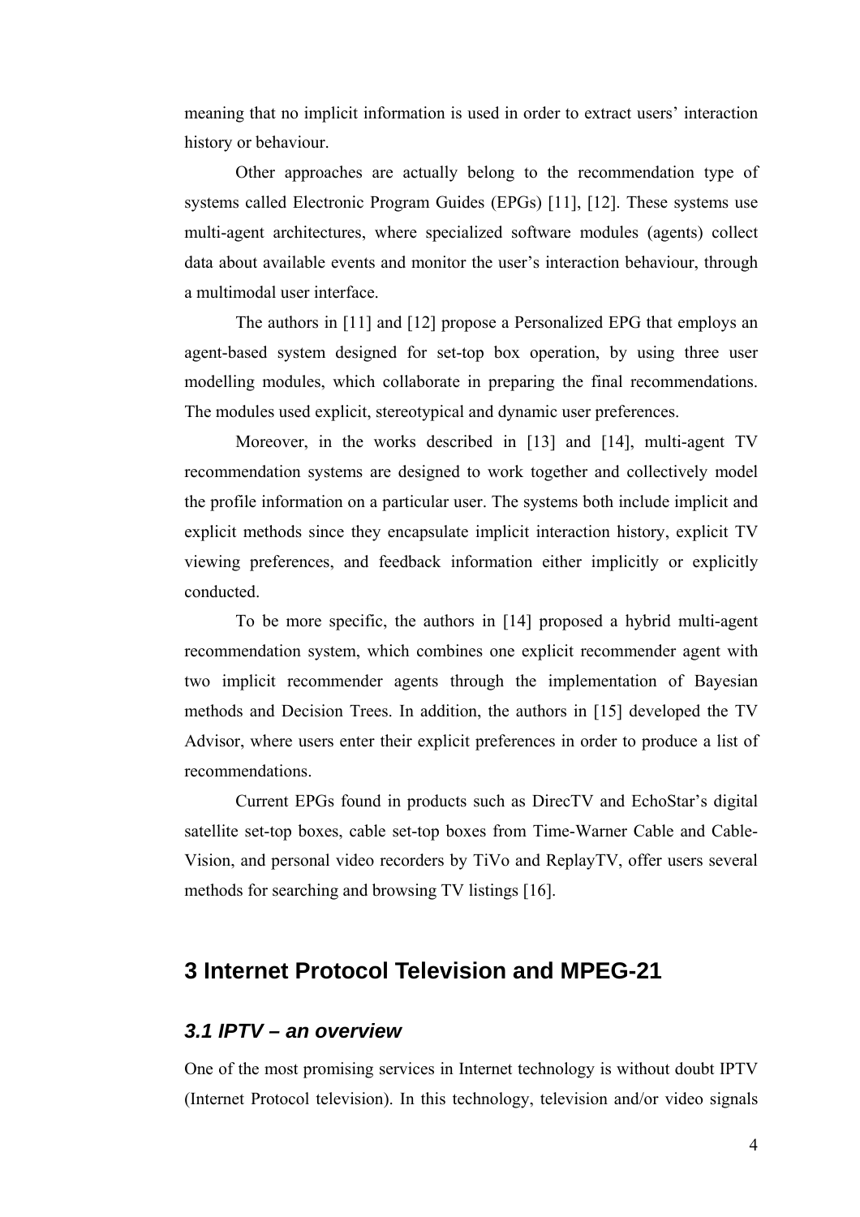meaning that no implicit information is used in order to extract users' interaction history or behaviour.

Other approaches are actually belong to the recommendation type of systems called Electronic Program Guides (EPGs) [11], [12]. These systems use multi-agent architectures, where specialized software modules (agents) collect data about available events and monitor the user's interaction behaviour, through a multimodal user interface.

The authors in [11] and [12] propose a Personalized EPG that employs an agent-based system designed for set-top box operation, by using three user modelling modules, which collaborate in preparing the final recommendations. The modules used explicit, stereotypical and dynamic user preferences.

Moreover, in the works described in [13] and [14], multi-agent TV recommendation systems are designed to work together and collectively model the profile information on a particular user. The systems both include implicit and explicit methods since they encapsulate implicit interaction history, explicit TV viewing preferences, and feedback information either implicitly or explicitly conducted.

To be more specific, the authors in [14] proposed a hybrid multi-agent recommendation system, which combines one explicit recommender agent with two implicit recommender agents through the implementation of Bayesian methods and Decision Trees. In addition, the authors in [15] developed the TV Advisor, where users enter their explicit preferences in order to produce a list of recommendations.

Current EPGs found in products such as DirecTV and EchoStar's digital satellite set-top boxes, cable set-top boxes from Time-Warner Cable and Cable-Vision, and personal video recorders by TiVo and ReplayTV, offer users several methods for searching and browsing TV listings [16].

# 3 Internet Protocol Television and MPEG-21

## *3.1 IPTV – an overview*

One of the most promising services in Internet technology is without doubt IPTV (Internet Protocol television). In this technology, television and/or video signals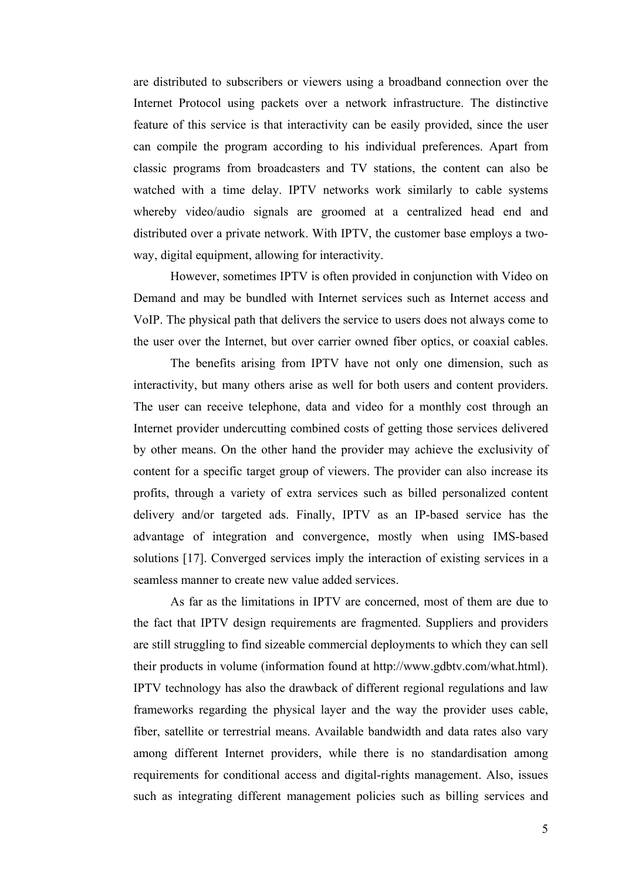are distributed to subscribers or viewers using a broadband connection over the Internet Protocol using packets over a network infrastructure. The distinctive feature of this service is that interactivity can be easily provided, since the user can compile the program according to his individual preferences. Apart from classic programs from broadcasters and TV stations, the content can also be watched with a time delay. IPTV networks work similarly to cable systems whereby video/audio signals are groomed at a centralized head end and distributed over a private network. With IPTV, the customer base employs a two-way, digital equipment, allowing for interactivity.

However, sometimes IPTV is often provided in conjunction with Video on Demand and may be bundled with Internet services such as Internet access and VoIP. The physical path that delivers the service to users does not always come to the user over the Internet, but over carrier owned fiber optics, or coaxial cables.

The benefits arising from IPTV have not only one dimension, such as interactivity, but many others arise as well for both users and content providers. The user can receive telephone, data and video for a monthly cost through an Internet provider undercutting combined costs of getting those services delivered by other means. On the other hand the provider may achieve the exclusivity of content for a specific target group of viewers. The provider can also increase its profits, through a variety of extra services such as billed personalized content delivery and/or targeted ads. Finally, IPTV as an IP-based service has the advantage of integration and convergence, mostly when using IMS-based solutions [17]. Converged services imply the interaction of existing services in a seamless manner to create new value added services.

As far as the limitations in IPTV are concerned, most of them are due to the fact that IPTV design requirements are fragmented. Suppliers and providers are still struggling to find sizeable commercial deployments to which they can sell their products in volume (information found at http://www.gdbtv.com/what.html). IPTV technology has also the drawback of different regional regulations and law frameworks regarding the physical layer and the way the provider uses cable, fiber, satellite or terrestrial means. Available bandwidth and data rates also vary among different Internet providers, while there is no standardisation among requirements for conditional access and digital-rights management. Also, issues such as integrating different management policies such as billing services and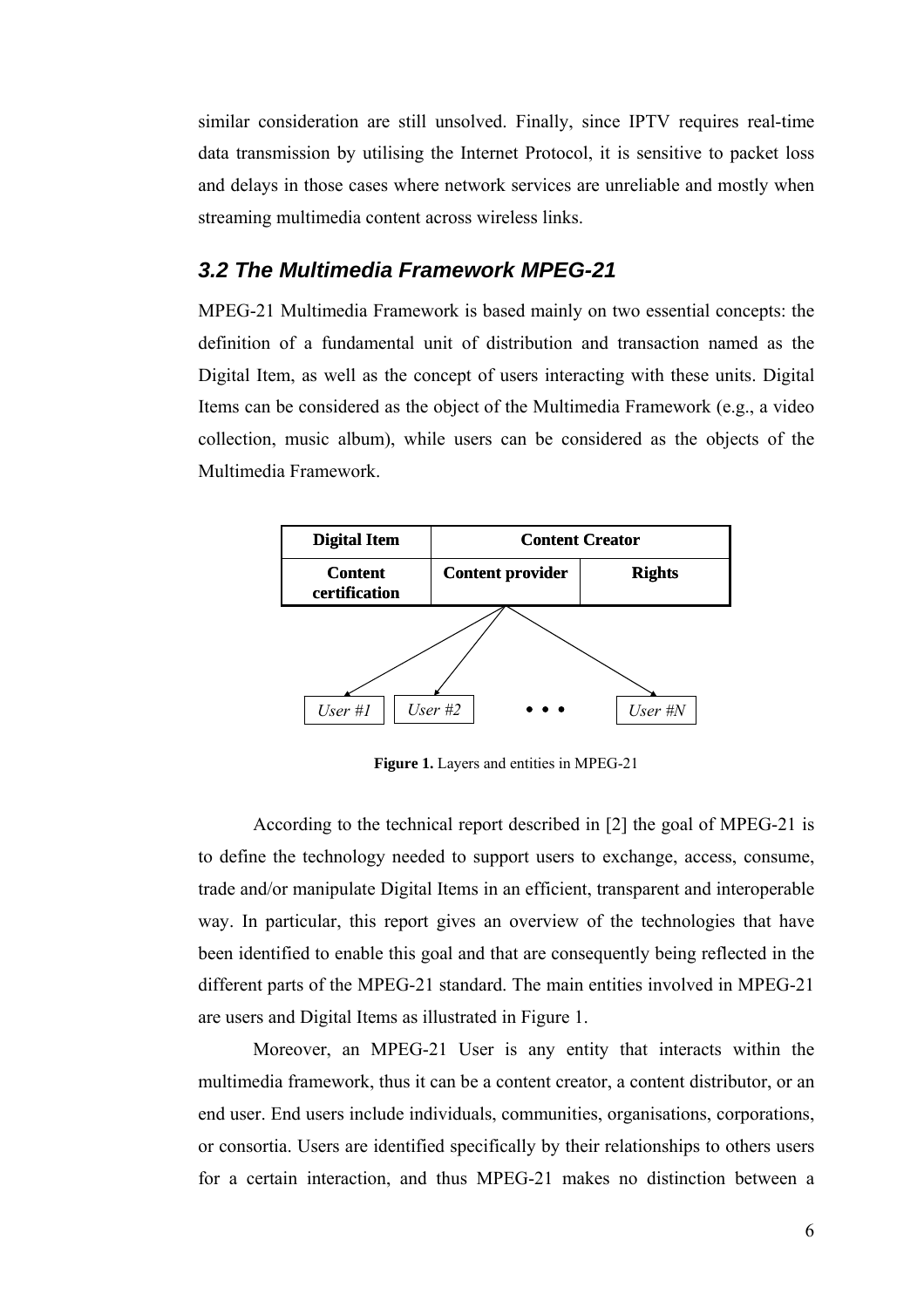similar consideration are still unsolved. Finally, since IPTV requires real-time data transmission by utilising the Internet Protocol, it is sensitive to packet loss and delays in those cases where network services are unreliable and mostly when streaming multimedia content across wireless links.

### 3.2 The Multimedia Framework MPEG-21

MPEG-21 Multimedia Framework is based mainly on two essential concepts: the definition of a fundamental unit of distribution and transaction named as the Digital Item, as well as the concept of users interacting with these units. Digital Items can be considered as the object of the Multimedia Framework (e.g., a video collection, music album), while users can be considered as the objects of the Multimedia Framework.

| **Digital Item** | **Content Creator** | |
|---|---|---|
| **Content certification** | **Content provider** | **Rights** |

*User #1* *User #2* • • • *User #N*

**Figure 1.** Layers and entities in MPEG-21

According to the technical report described in [2] the goal of MPEG-21 is to define the technology needed to support users to exchange, access, consume, trade and/or manipulate Digital Items in an efficient, transparent and interoperable way. In particular, this report gives an overview of the technologies that have been identified to enable this goal and that are consequently being reflected in the different parts of the MPEG-21 standard. The main entities involved in MPEG-21 are users and Digital Items as illustrated in Figure 1.

Moreover, an MPEG-21 User is any entity that interacts within the multimedia framework, thus it can be a content creator, a content distributor, or an end user. End users include individuals, communities, organisations, corporations, or consortia. Users are identified specifically by their relationships to others users for a certain interaction, and thus MPEG-21 makes no distinction between a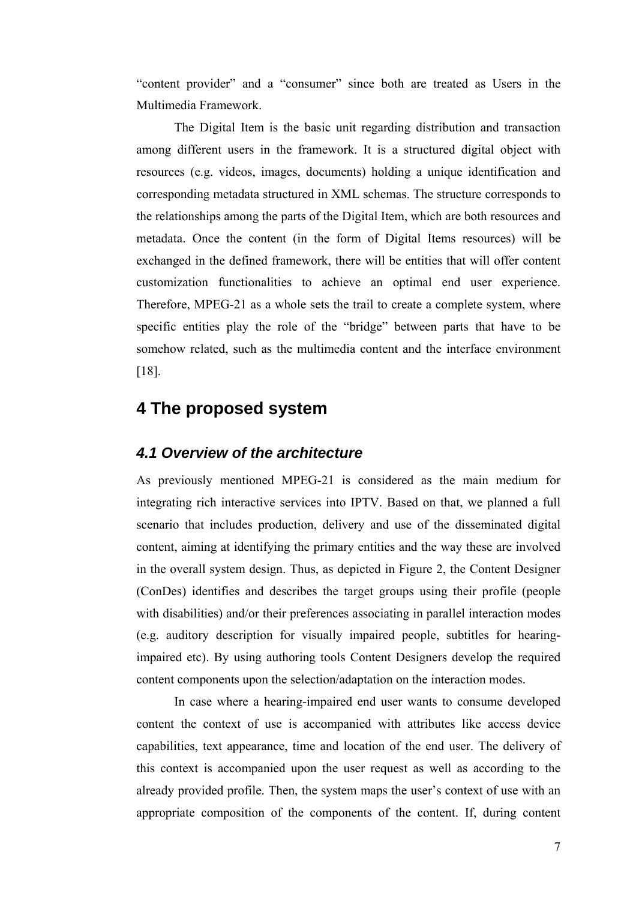"content provider" and a "consumer" since both are treated as Users in the Multimedia Framework.

The Digital Item is the basic unit regarding distribution and transaction among different users in the framework. It is a structured digital object with resources (e.g. videos, images, documents) holding a unique identification and corresponding metadata structured in XML schemas. The structure corresponds to the relationships among the parts of the Digital Item, which are both resources and metadata. Once the content (in the form of Digital Items resources) will be exchanged in the defined framework, there will be entities that will offer content customization functionalities to achieve an optimal end user experience. Therefore, MPEG-21 as a whole sets the trail to create a complete system, where specific entities play the role of the "bridge" between parts that have to be somehow related, such as the multimedia content and the interface environment [18].

# 4 The proposed system

## *4.1 Overview of the architecture*

As previously mentioned MPEG-21 is considered as the main medium for integrating rich interactive services into IPTV. Based on that, we planned a full scenario that includes production, delivery and use of the disseminated digital content, aiming at identifying the primary entities and the way these are involved in the overall system design. Thus, as depicted in Figure 2, the Content Designer (ConDes) identifies and describes the target groups using their profile (people with disabilities) and/or their preferences associating in parallel interaction modes (e.g. auditory description for visually impaired people, subtitles for hearing-impaired etc). By using authoring tools Content Designers develop the required content components upon the selection/adaptation on the interaction modes.

In case where a hearing-impaired end user wants to consume developed content the context of use is accompanied with attributes like access device capabilities, text appearance, time and location of the end user. The delivery of this context is accompanied upon the user request as well as according to the already provided profile. Then, the system maps the user's context of use with an appropriate composition of the components of the content. If, during content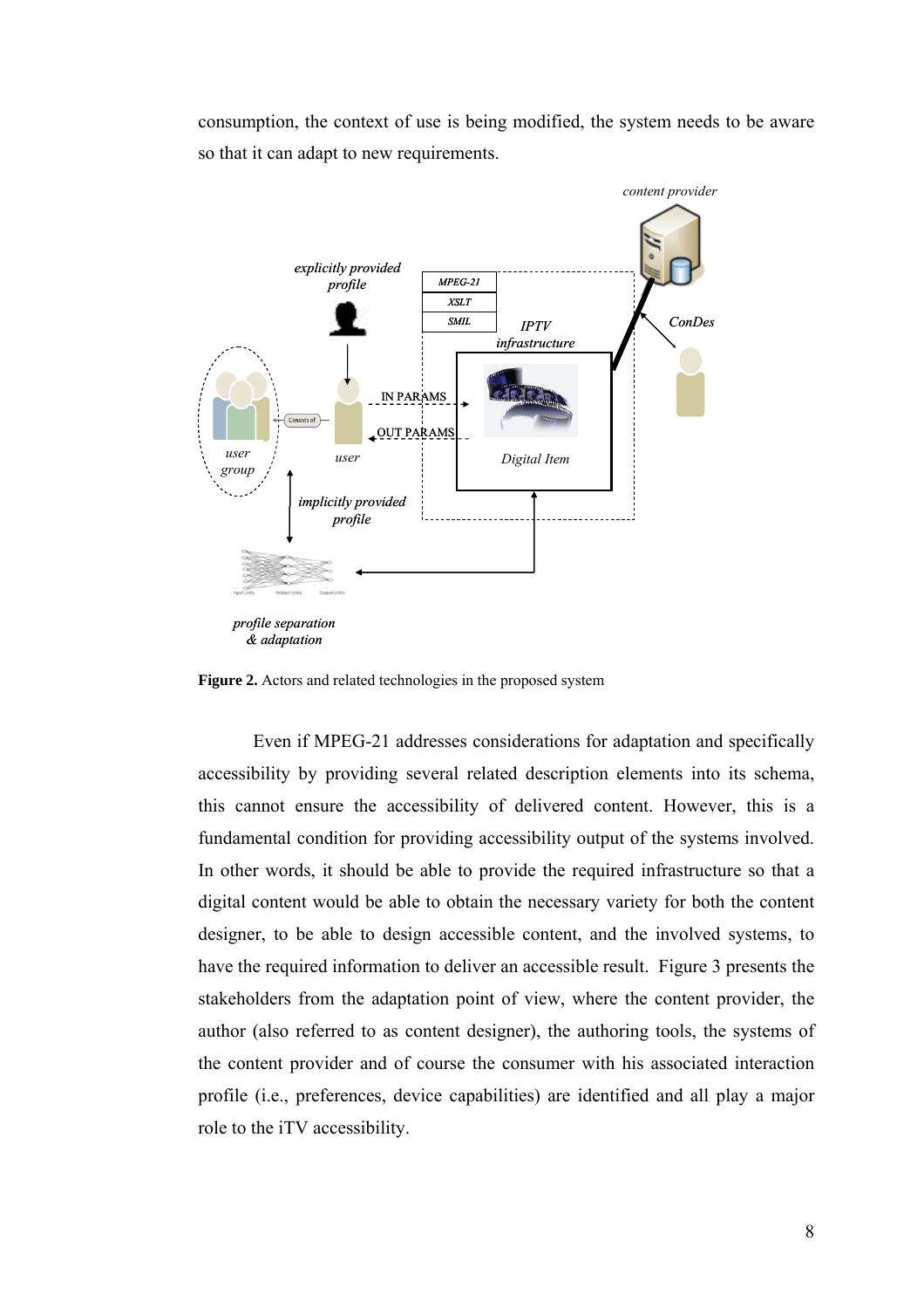consumption, the context of use is being modified, the system needs to be aware so that it can adapt to new requirements.

**Figure 2.** Actors and related technologies in the proposed system

Even if MPEG-21 addresses considerations for adaptation and specifically accessibility by providing several related description elements into its schema, this cannot ensure the accessibility of delivered content. However, this is a fundamental condition for providing accessibility output of the systems involved. In other words, it should be able to provide the required infrastructure so that a digital content would be able to obtain the necessary variety for both the content designer, to be able to design accessible content, and the involved systems, to have the required information to deliver an accessible result. Figure 3 presents the stakeholders from the adaptation point of view, where the content provider, the author (also referred to as content designer), the authoring tools, the systems of the content provider and of course the consumer with his associated interaction profile (i.e., preferences, device capabilities) are identified and all play a major role to the iTV accessibility.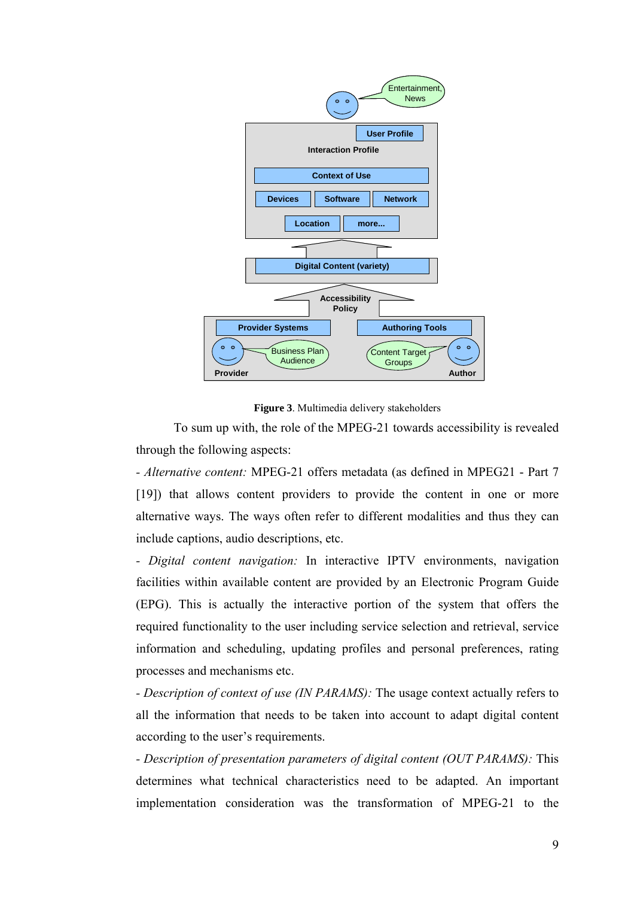**Figure 3**. Multimedia delivery stakeholders

To sum up with, the role of the MPEG-21 towards accessibility is revealed through the following aspects:

- *Alternative content:* MPEG-21 offers metadata (as defined in MPEG21 - Part 7 [19]) that allows content providers to provide the content in one or more alternative ways. The ways often refer to different modalities and thus they can include captions, audio descriptions, etc.

- *Digital content navigation:* In interactive IPTV environments, navigation facilities within available content are provided by an Electronic Program Guide (EPG). This is actually the interactive portion of the system that offers the required functionality to the user including service selection and retrieval, service information and scheduling, updating profiles and personal preferences, rating processes and mechanisms etc.

- *Description of context of use (IN PARAMS):* The usage context actually refers to all the information that needs to be taken into account to adapt digital content according to the user's requirements.

- *Description of presentation parameters of digital content (OUT PARAMS):* This determines what technical characteristics need to be adapted. An important implementation consideration was the transformation of MPEG-21 to the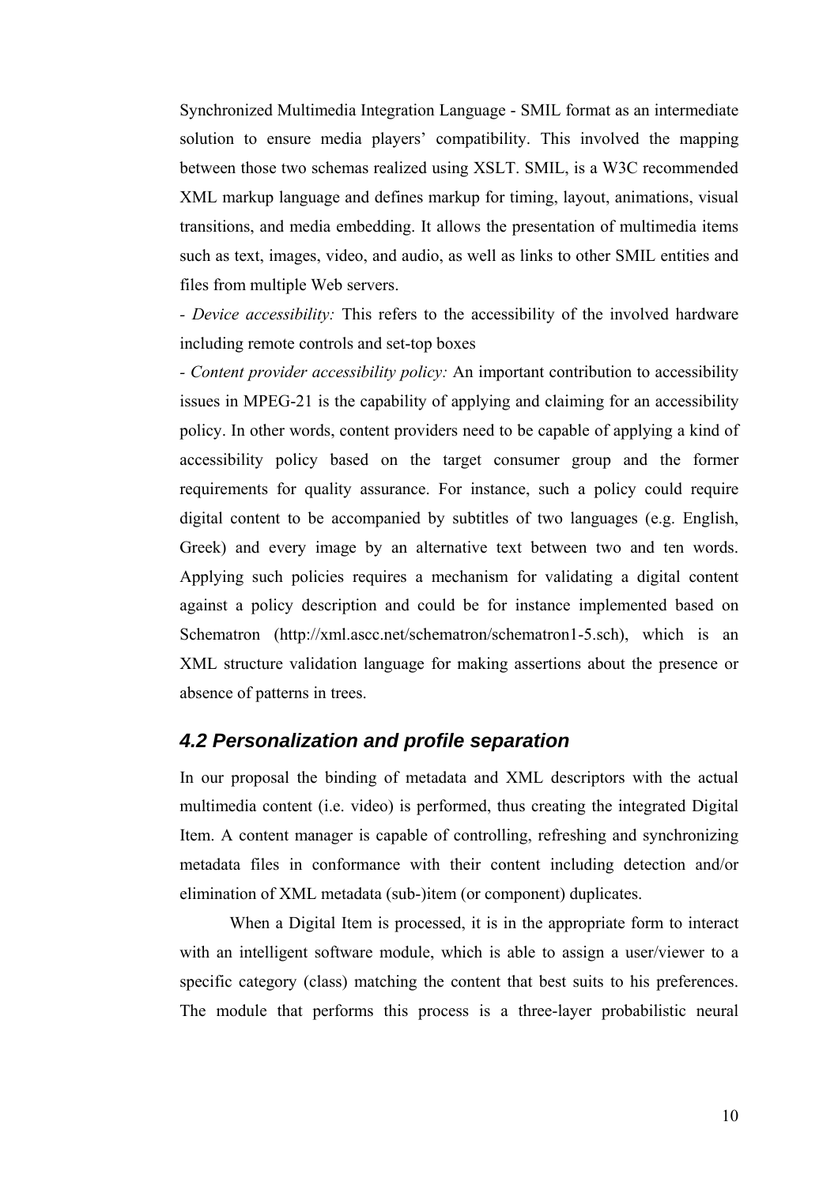Synchronized Multimedia Integration Language - SMIL format as an intermediate solution to ensure media players' compatibility. This involved the mapping between those two schemas realized using XSLT. SMIL, is a W3C recommended XML markup language and defines markup for timing, layout, animations, visual transitions, and media embedding. It allows the presentation of multimedia items such as text, images, video, and audio, as well as links to other SMIL entities and files from multiple Web servers.

- *Device accessibility:* This refers to the accessibility of the involved hardware including remote controls and set-top boxes

- *Content provider accessibility policy:* An important contribution to accessibility issues in MPEG-21 is the capability of applying and claiming for an accessibility policy. In other words, content providers need to be capable of applying a kind of accessibility policy based on the target consumer group and the former requirements for quality assurance. For instance, such a policy could require digital content to be accompanied by subtitles of two languages (e.g. English, Greek) and every image by an alternative text between two and ten words. Applying such policies requires a mechanism for validating a digital content against a policy description and could be for instance implemented based on Schematron (http://xml.ascc.net/schematron/schematron1-5.sch), which is an XML structure validation language for making assertions about the presence or absence of patterns in trees.

### 4.2 Personalization and profile separation

In our proposal the binding of metadata and XML descriptors with the actual multimedia content (i.e. video) is performed, thus creating the integrated Digital Item. A content manager is capable of controlling, refreshing and synchronizing metadata files in conformance with their content including detection and/or elimination of XML metadata (sub-)item (or component) duplicates.

When a Digital Item is processed, it is in the appropriate form to interact with an intelligent software module, which is able to assign a user/viewer to a specific category (class) matching the content that best suits to his preferences. The module that performs this process is a three-layer probabilistic neural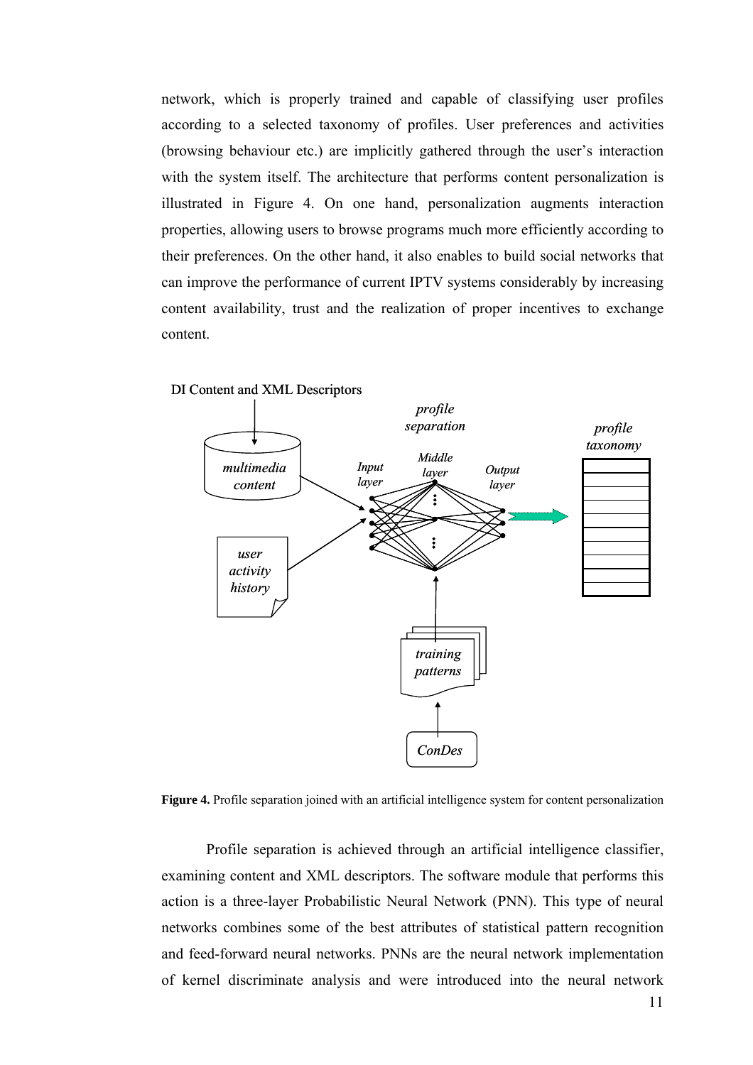network, which is properly trained and capable of classifying user profiles according to a selected taxonomy of profiles. User preferences and activities (browsing behaviour etc.) are implicitly gathered through the user's interaction with the system itself. The architecture that performs content personalization is illustrated in Figure 4. On one hand, personalization augments interaction properties, allowing users to browse programs much more efficiently according to their preferences. On the other hand, it also enables to build social networks that can improve the performance of current IPTV systems considerably by increasing content availability, trust and the realization of proper incentives to exchange content.

**Figure 4.** Profile separation joined with an artificial intelligence system for content personalization

Profile separation is achieved through an artificial intelligence classifier, examining content and XML descriptors. The software module that performs this action is a three-layer Probabilistic Neural Network (PNN). This type of neural networks combines some of the best attributes of statistical pattern recognition and feed-forward neural networks. PNNs are the neural network implementation of kernel discriminate analysis and were introduced into the neural network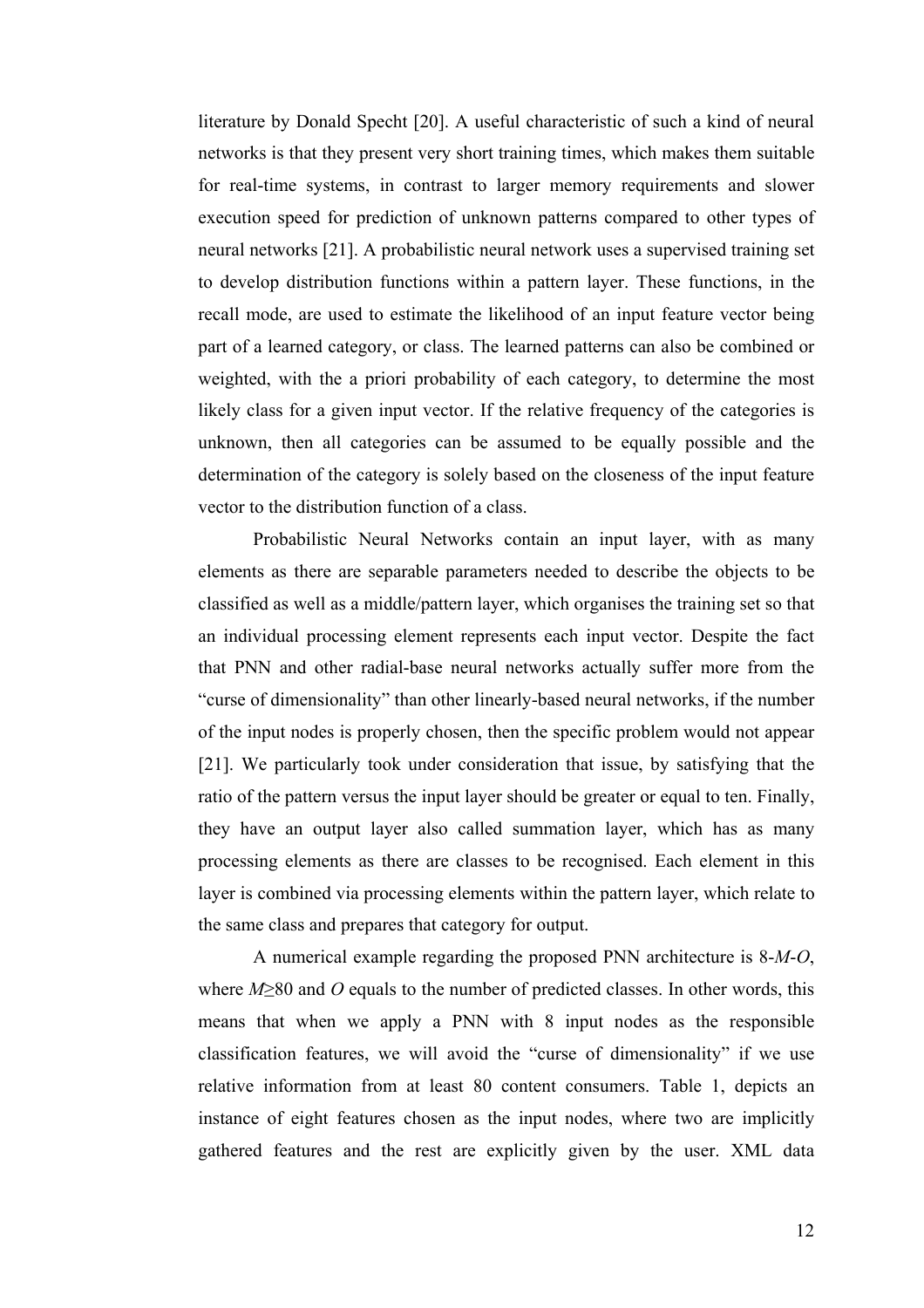literature by Donald Specht [20]. A useful characteristic of such a kind of neural networks is that they present very short training times, which makes them suitable for real-time systems, in contrast to larger memory requirements and slower execution speed for prediction of unknown patterns compared to other types of neural networks [21]. A probabilistic neural network uses a supervised training set to develop distribution functions within a pattern layer. These functions, in the recall mode, are used to estimate the likelihood of an input feature vector being part of a learned category, or class. The learned patterns can also be combined or weighted, with the a priori probability of each category, to determine the most likely class for a given input vector. If the relative frequency of the categories is unknown, then all categories can be assumed to be equally possible and the determination of the category is solely based on the closeness of the input feature vector to the distribution function of a class.

Probabilistic Neural Networks contain an input layer, with as many elements as there are separable parameters needed to describe the objects to be classified as well as a middle/pattern layer, which organises the training set so that an individual processing element represents each input vector. Despite the fact that PNN and other radial-base neural networks actually suffer more from the "curse of dimensionality" than other linearly-based neural networks, if the number of the input nodes is properly chosen, then the specific problem would not appear [21]. We particularly took under consideration that issue, by satisfying that the ratio of the pattern versus the input layer should be greater or equal to ten. Finally, they have an output layer also called summation layer, which has as many processing elements as there are classes to be recognised. Each element in this layer is combined via processing elements within the pattern layer, which relate to the same class and prepares that category for output.

A numerical example regarding the proposed PNN architecture is 8-$M$-$O$, where $M \geq 80$ and $O$ equals to the number of predicted classes. In other words, this means that when we apply a PNN with 8 input nodes as the responsible classification features, we will avoid the "curse of dimensionality" if we use relative information from at least 80 content consumers. Table 1, depicts an instance of eight features chosen as the input nodes, where two are implicitly gathered features and the rest are explicitly given by the user. XML data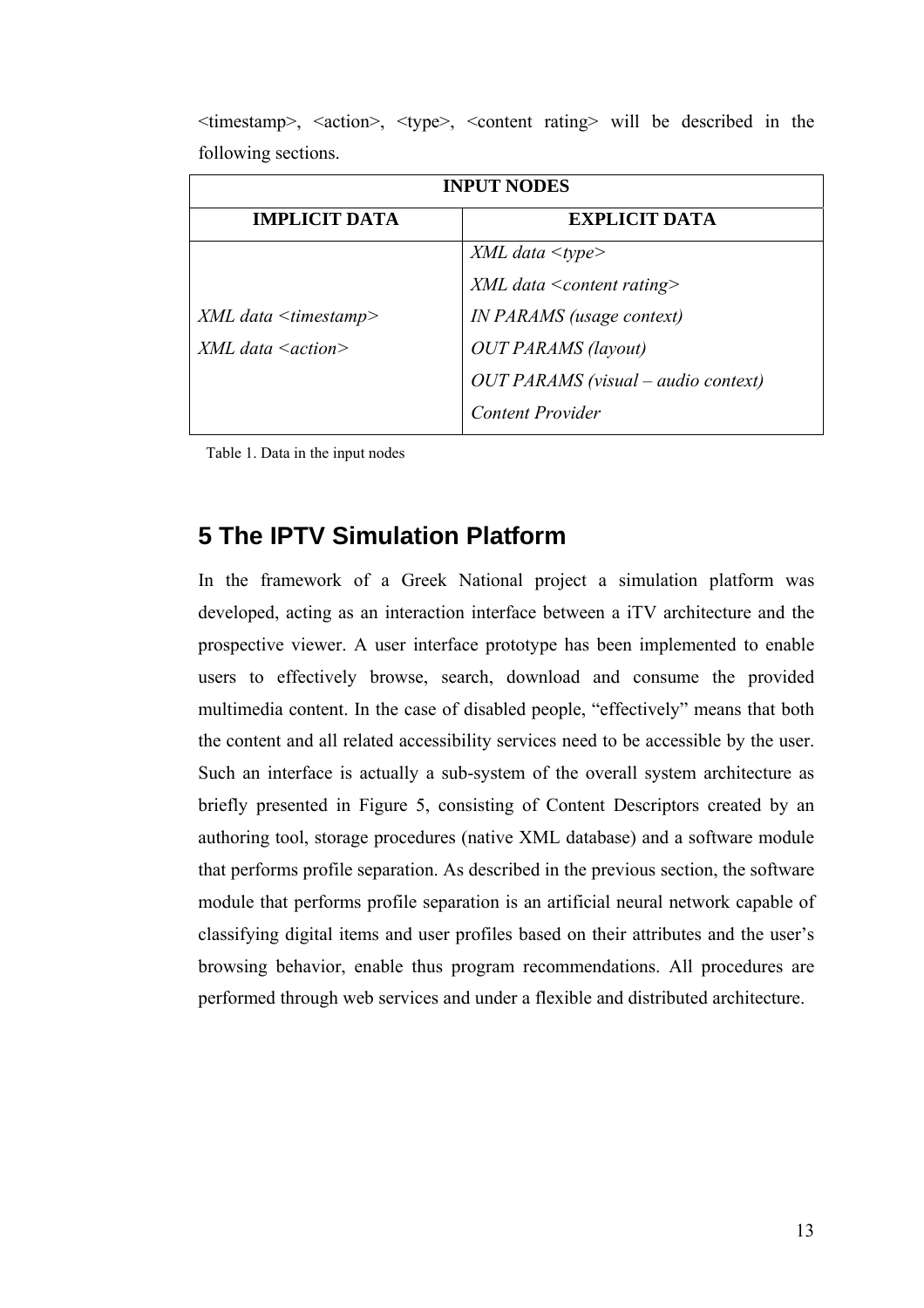<timestamp>, <action>, <type>, <content rating> will be described in the following sections.

| INPUT NODES | |
|---|---|
| **IMPLICIT DATA** | **EXPLICIT DATA** |
| *XML data <timestamp>*<br>*XML data <action>* | *XML data <type>*<br>*XML data <content rating>*<br>*IN PARAMS (usage context)*<br>*OUT PARAMS (layout)*<br>*OUT PARAMS (visual – audio context)*<br>*Content Provider* |

Table 1. Data in the input nodes

## 5 The IPTV Simulation Platform

In the framework of a Greek National project a simulation platform was developed, acting as an interaction interface between a iTV architecture and the prospective viewer. A user interface prototype has been implemented to enable users to effectively browse, search, download and consume the provided multimedia content. In the case of disabled people, "effectively" means that both the content and all related accessibility services need to be accessible by the user. Such an interface is actually a sub-system of the overall system architecture as briefly presented in Figure 5, consisting of Content Descriptors created by an authoring tool, storage procedures (native XML database) and a software module that performs profile separation. As described in the previous section, the software module that performs profile separation is an artificial neural network capable of classifying digital items and user profiles based on their attributes and the user's browsing behavior, enable thus program recommendations. All procedures are performed through web services and under a flexible and distributed architecture.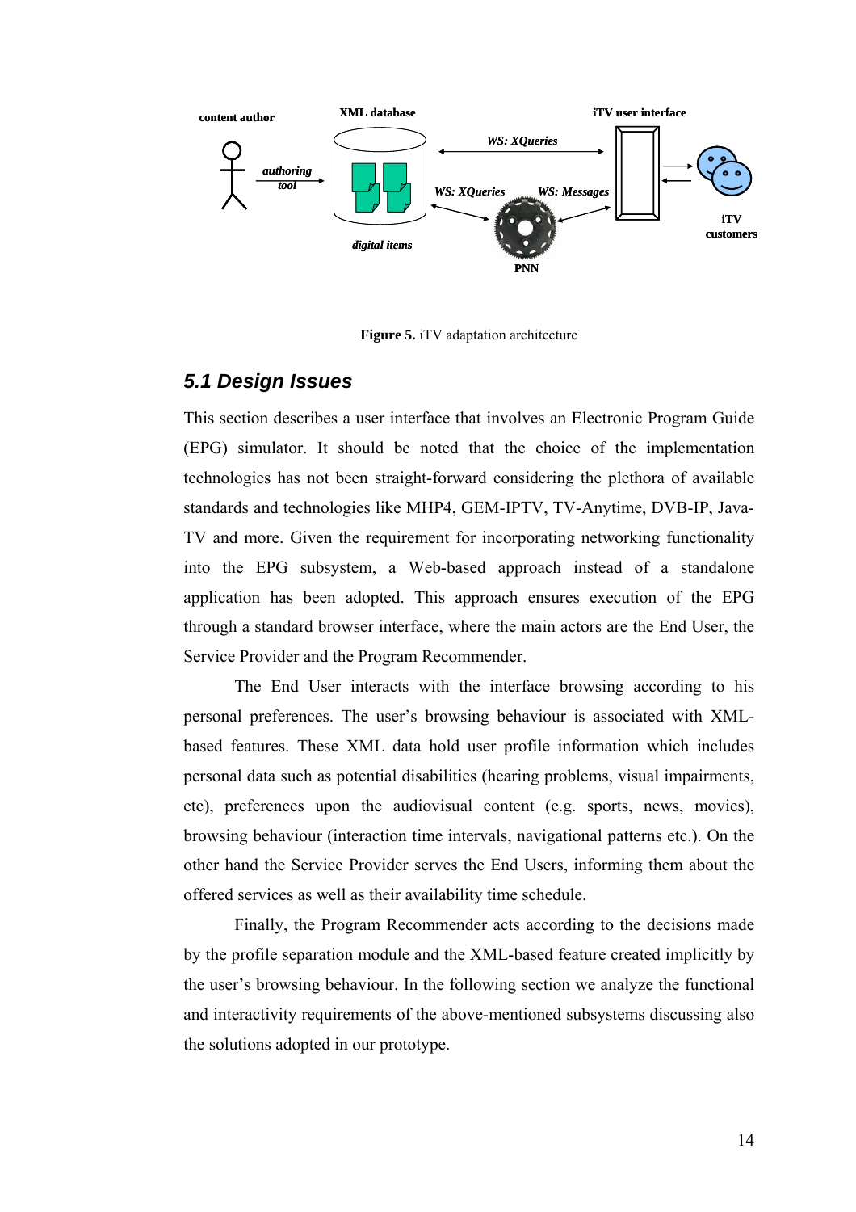**Figure 5.** iTV adaptation architecture

### 5.1 Design Issues

This section describes a user interface that involves an Electronic Program Guide (EPG) simulator. It should be noted that the choice of the implementation technologies has not been straight-forward considering the plethora of available standards and technologies like MHP4, GEM-IPTV, TV-Anytime, DVB-IP, Java-TV and more. Given the requirement for incorporating networking functionality into the EPG subsystem, a Web-based approach instead of a standalone application has been adopted. This approach ensures execution of the EPG through a standard browser interface, where the main actors are the End User, the Service Provider and the Program Recommender.

The End User interacts with the interface browsing according to his personal preferences. The user's browsing behaviour is associated with XML-based features. These XML data hold user profile information which includes personal data such as potential disabilities (hearing problems, visual impairments, etc), preferences upon the audiovisual content (e.g. sports, news, movies), browsing behaviour (interaction time intervals, navigational patterns etc.). On the other hand the Service Provider serves the End Users, informing them about the offered services as well as their availability time schedule.

Finally, the Program Recommender acts according to the decisions made by the profile separation module and the XML-based feature created implicitly by the user's browsing behaviour. In the following section we analyze the functional and interactivity requirements of the above-mentioned subsystems discussing also the solutions adopted in our prototype.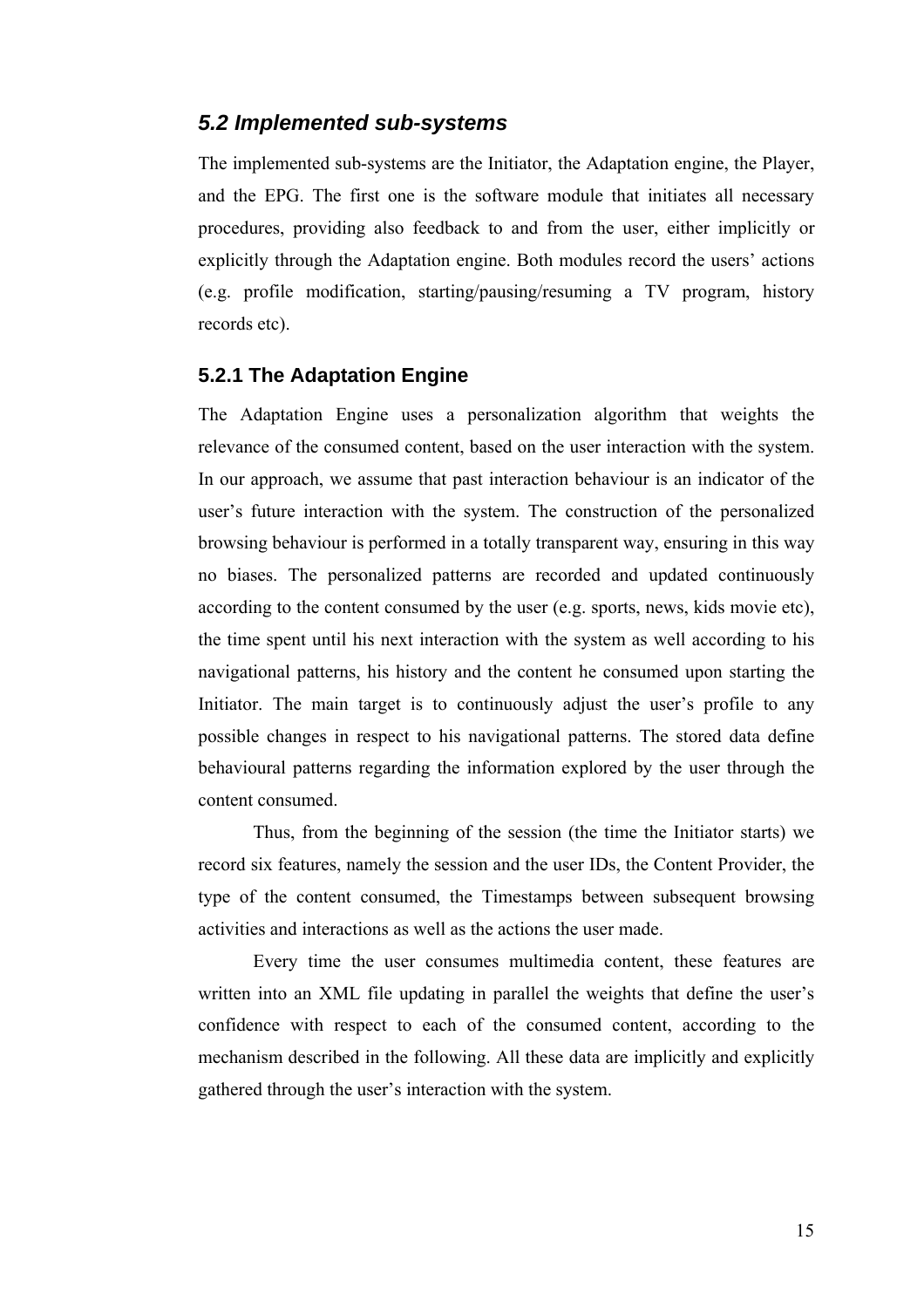## *5.2 Implemented sub-systems*

The implemented sub-systems are the Initiator, the Adaptation engine, the Player, and the EPG. The first one is the software module that initiates all necessary procedures, providing also feedback to and from the user, either implicitly or explicitly through the Adaptation engine. Both modules record the users' actions (e.g. profile modification, starting/pausing/resuming a TV program, history records etc).

### 5.2.1 The Adaptation Engine

The Adaptation Engine uses a personalization algorithm that weights the relevance of the consumed content, based on the user interaction with the system. In our approach, we assume that past interaction behaviour is an indicator of the user's future interaction with the system. The construction of the personalized browsing behaviour is performed in a totally transparent way, ensuring in this way no biases. The personalized patterns are recorded and updated continuously according to the content consumed by the user (e.g. sports, news, kids movie etc), the time spent until his next interaction with the system as well according to his navigational patterns, his history and the content he consumed upon starting the Initiator. The main target is to continuously adjust the user's profile to any possible changes in respect to his navigational patterns. The stored data define behavioural patterns regarding the information explored by the user through the content consumed.

Thus, from the beginning of the session (the time the Initiator starts) we record six features, namely the session and the user IDs, the Content Provider, the type of the content consumed, the Timestamps between subsequent browsing activities and interactions as well as the actions the user made.

Every time the user consumes multimedia content, these features are written into an XML file updating in parallel the weights that define the user's confidence with respect to each of the consumed content, according to the mechanism described in the following. All these data are implicitly and explicitly gathered through the user's interaction with the system.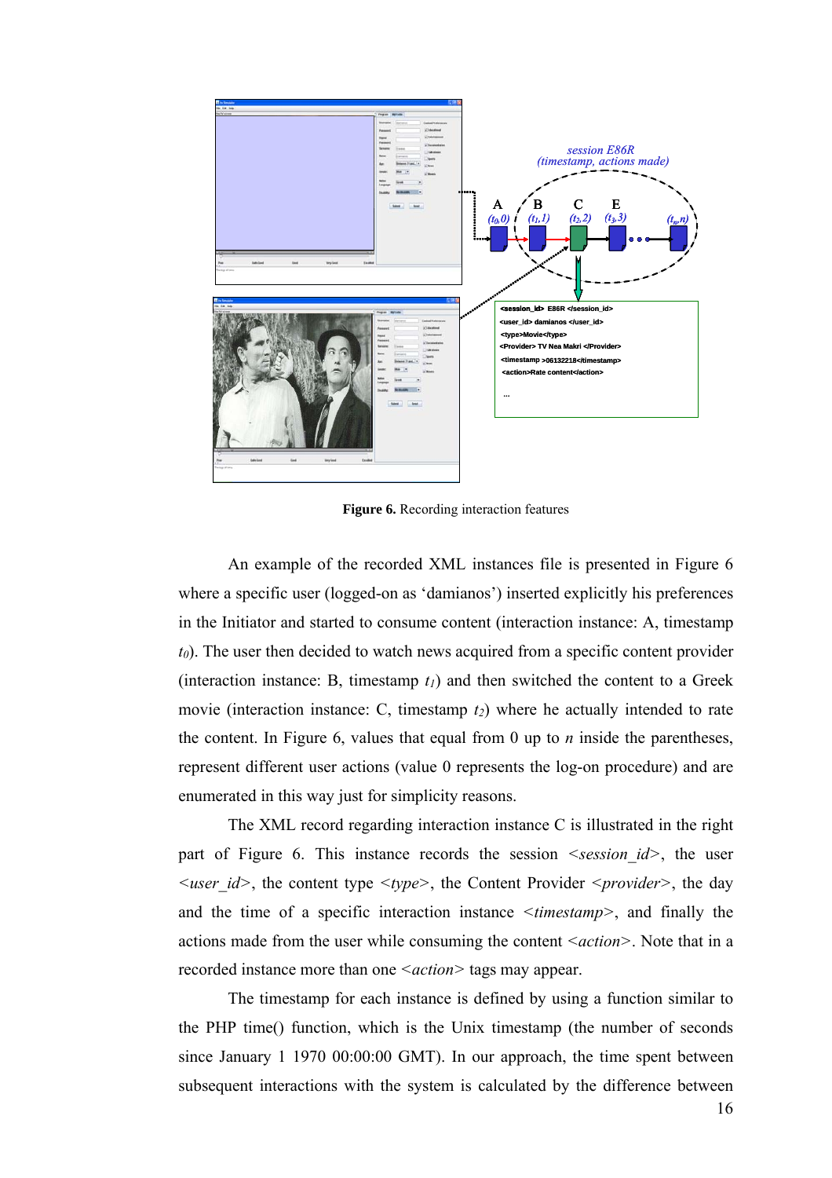**Figure 6.** Recording interaction features

An example of the recorded XML instances file is presented in Figure 6 where a specific user (logged-on as 'damianos') inserted explicitly his preferences in the Initiator and started to consume content (interaction instance: A, timestamp $t_0$). The user then decided to watch news acquired from a specific content provider (interaction instance: B, timestamp $t_1$) and then switched the content to a Greek movie (interaction instance: C, timestamp $t_2$) where he actually intended to rate the content. In Figure 6, values that equal from 0 up to $n$ inside the parentheses, represent different user actions (value 0 represents the log-on procedure) and are enumerated in this way just for simplicity reasons.

The XML record regarding interaction instance C is illustrated in the right part of Figure 6. This instance records the session <*session_id*>, the user <*user_id*>, the content type <*type*>, the Content Provider <*provider*>, the day and the time of a specific interaction instance <*timestamp*>, and finally the actions made from the user while consuming the content <*action*>. Note that in a recorded instance more than one <*action*> tags may appear.

The timestamp for each instance is defined by using a function similar to the PHP time() function, which is the Unix timestamp (the number of seconds since January 1 1970 00:00:00 GMT). In our approach, the time spent between subsequent interactions with the system is calculated by the difference between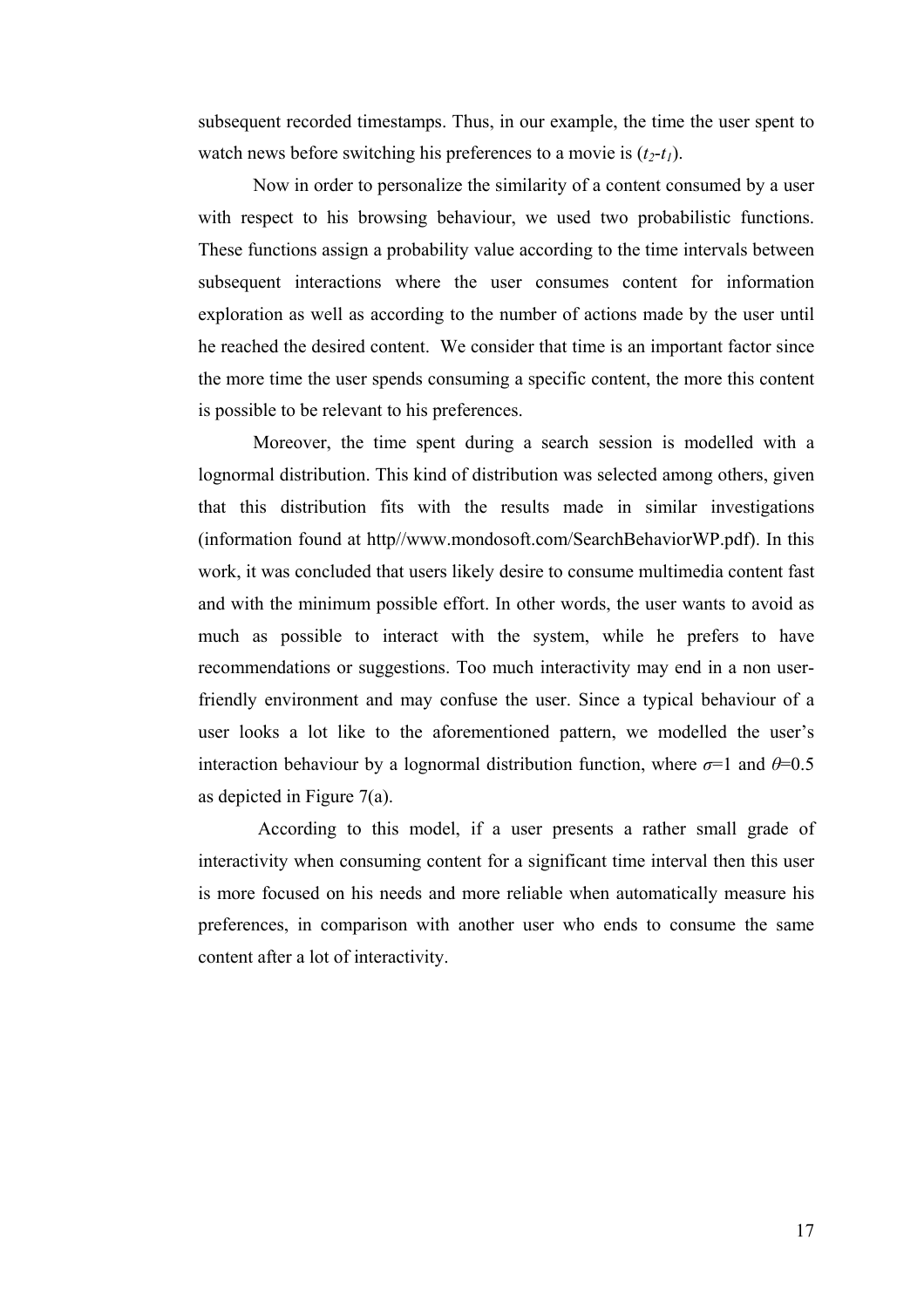subsequent recorded timestamps. Thus, in our example, the time the user spent to watch news before switching his preferences to a movie is ($t_2$-$t_1$).

Now in order to personalize the similarity of a content consumed by a user with respect to his browsing behaviour, we used two probabilistic functions. These functions assign a probability value according to the time intervals between subsequent interactions where the user consumes content for information exploration as well as according to the number of actions made by the user until he reached the desired content. We consider that time is an important factor since the more time the user spends consuming a specific content, the more this content is possible to be relevant to his preferences.

Moreover, the time spent during a search session is modelled with a lognormal distribution. This kind of distribution was selected among others, given that this distribution fits with the results made in similar investigations (information found at http//www.mondosoft.com/SearchBehaviorWP.pdf). In this work, it was concluded that users likely desire to consume multimedia content fast and with the minimum possible effort. In other words, the user wants to avoid as much as possible to interact with the system, while he prefers to have recommendations or suggestions. Too much interactivity may end in a non user-friendly environment and may confuse the user. Since a typical behaviour of a user looks a lot like to the aforementioned pattern, we modelled the user's interaction behaviour by a lognormal distribution function, where $\sigma$=1 and $\theta$=0.5 as depicted in Figure 7(a).

According to this model, if a user presents a rather small grade of interactivity when consuming content for a significant time interval then this user is more focused on his needs and more reliable when automatically measure his preferences, in comparison with another user who ends to consume the same content after a lot of interactivity.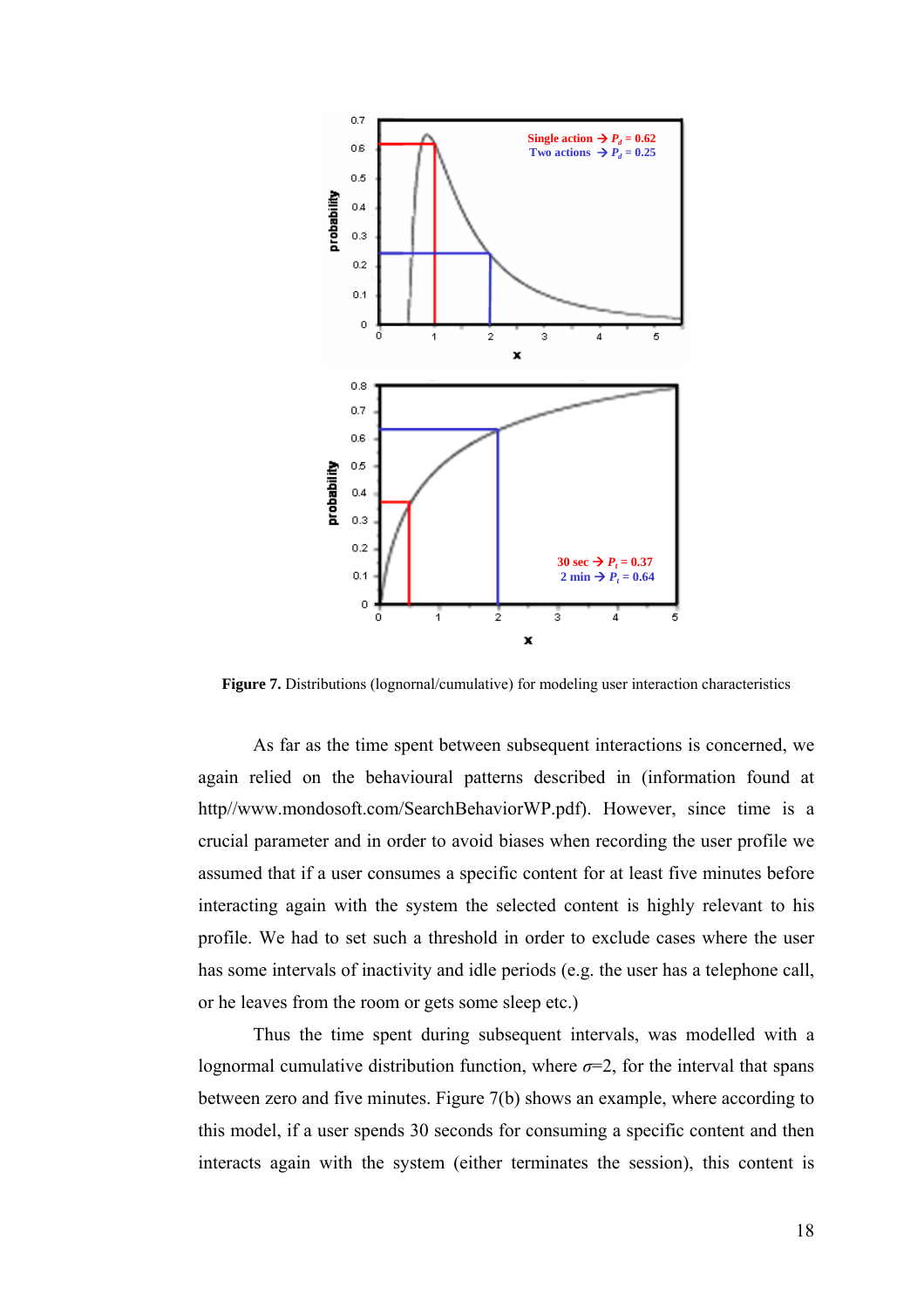**Figure 7.** Distributions (lognornal/cumulative) for modeling user interaction characteristics

As far as the time spent between subsequent interactions is concerned, we again relied on the behavioural patterns described in (information found at http//www.mondosoft.com/SearchBehaviorWP.pdf). However, since time is a crucial parameter and in order to avoid biases when recording the user profile we assumed that if a user consumes a specific content for at least five minutes before interacting again with the system the selected content is highly relevant to his profile. We had to set such a threshold in order to exclude cases where the user has some intervals of inactivity and idle periods (e.g. the user has a telephone call, or he leaves from the room or gets some sleep etc.)

Thus the time spent during subsequent intervals, was modelled with a lognormal cumulative distribution function, where $\sigma$=2, for the interval that spans between zero and five minutes. Figure 7(b) shows an example, where according to this model, if a user spends 30 seconds for consuming a specific content and then interacts again with the system (either terminates the session), this content is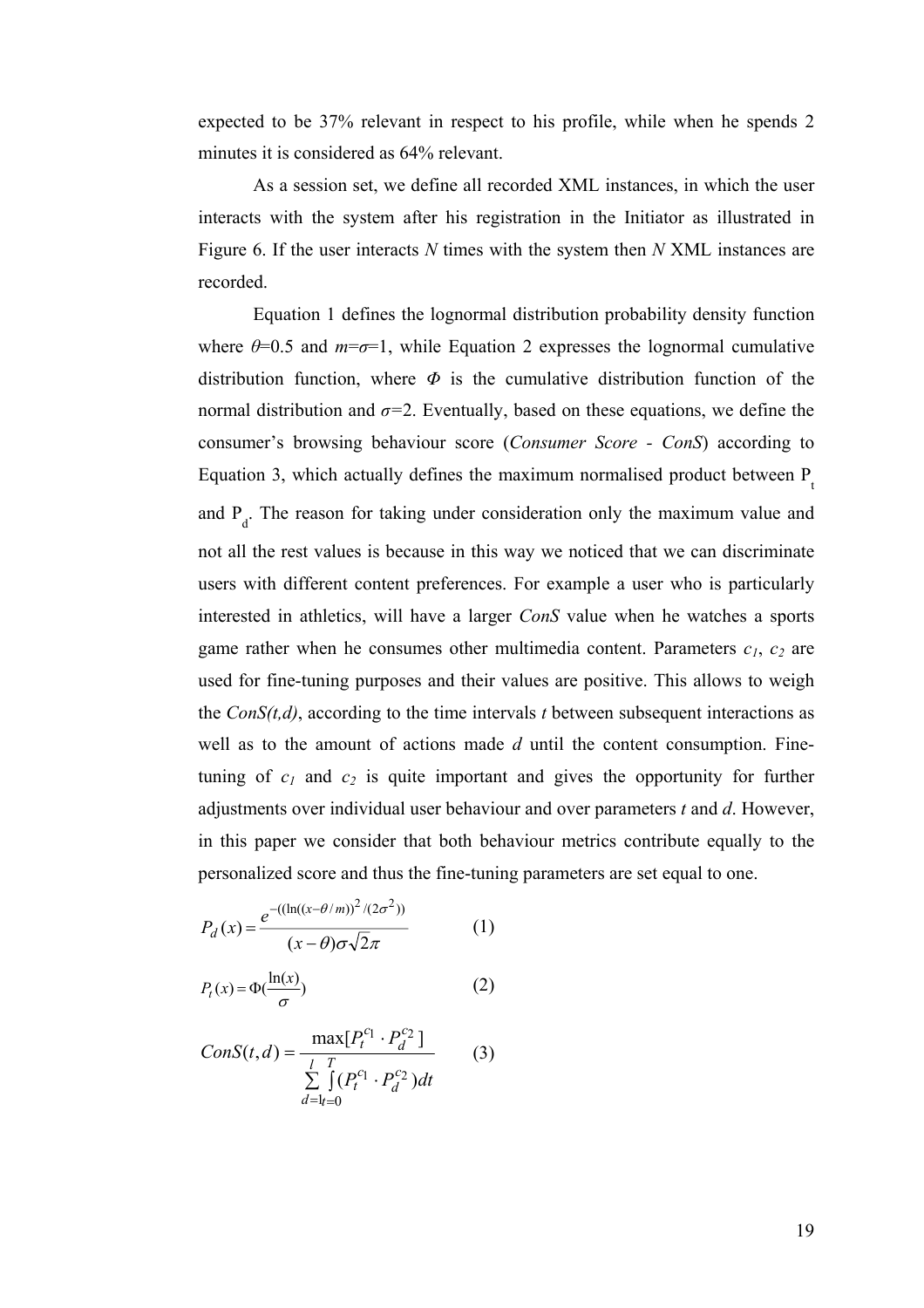expected to be 37% relevant in respect to his profile, while when he spends 2 minutes it is considered as 64% relevant.

As a session set, we define all recorded XML instances, in which the user interacts with the system after his registration in the Initiator as illustrated in Figure 6. If the user interacts *N* times with the system then *N* XML instances are recorded.

Equation 1 defines the lognormal distribution probability density function where $\theta$=0.5 and $m$=$\sigma$=1, while Equation 2 expresses the lognormal cumulative distribution function, where $\Phi$ is the cumulative distribution function of the normal distribution and $\sigma$=2. Eventually, based on these equations, we define the consumer's browsing behaviour score (*Consumer Score - ConS*) according to Equation 3, which actually defines the maximum normalised product between $P_t$ and $P_d$. The reason for taking under consideration only the maximum value and not all the rest values is because in this way we noticed that we can discriminate users with different content preferences. For example a user who is particularly interested in athletics, will have a larger *ConS* value when he watches a sports game rather when he consumes other multimedia content. Parameters $c_1$, $c_2$ are used for fine-tuning purposes and their values are positive. This allows to weigh the *ConS(t,d)*, according to the time intervals *t* between subsequent interactions as well as to the amount of actions made *d* until the content consumption. Fine-tuning of $c_1$ and $c_2$ is quite important and gives the opportunity for further adjustments over individual user behaviour and over parameters *t* and *d*. However, in this paper we consider that both behaviour metrics contribute equally to the personalized score and thus the fine-tuning parameters are set equal to one.

$$P_d(x) = \frac{e^{-((\ln((x-\theta/m))^2/(2\sigma^2))}}{(x-\theta)\sigma\sqrt{2\pi}} \qquad (1)$$

$$P_t(x) = \Phi\left(\frac{\ln(x)}{\sigma}\right) \qquad (2)$$

$$ConS(t,d) = \frac{\max[P_t^{c_1} \cdot P_d^{c_2}]}{\sum_{d=1}^{l} \int_{t=0}^{T} (P_t^{c_1} \cdot P_d^{c_2})dt} \qquad (3)$$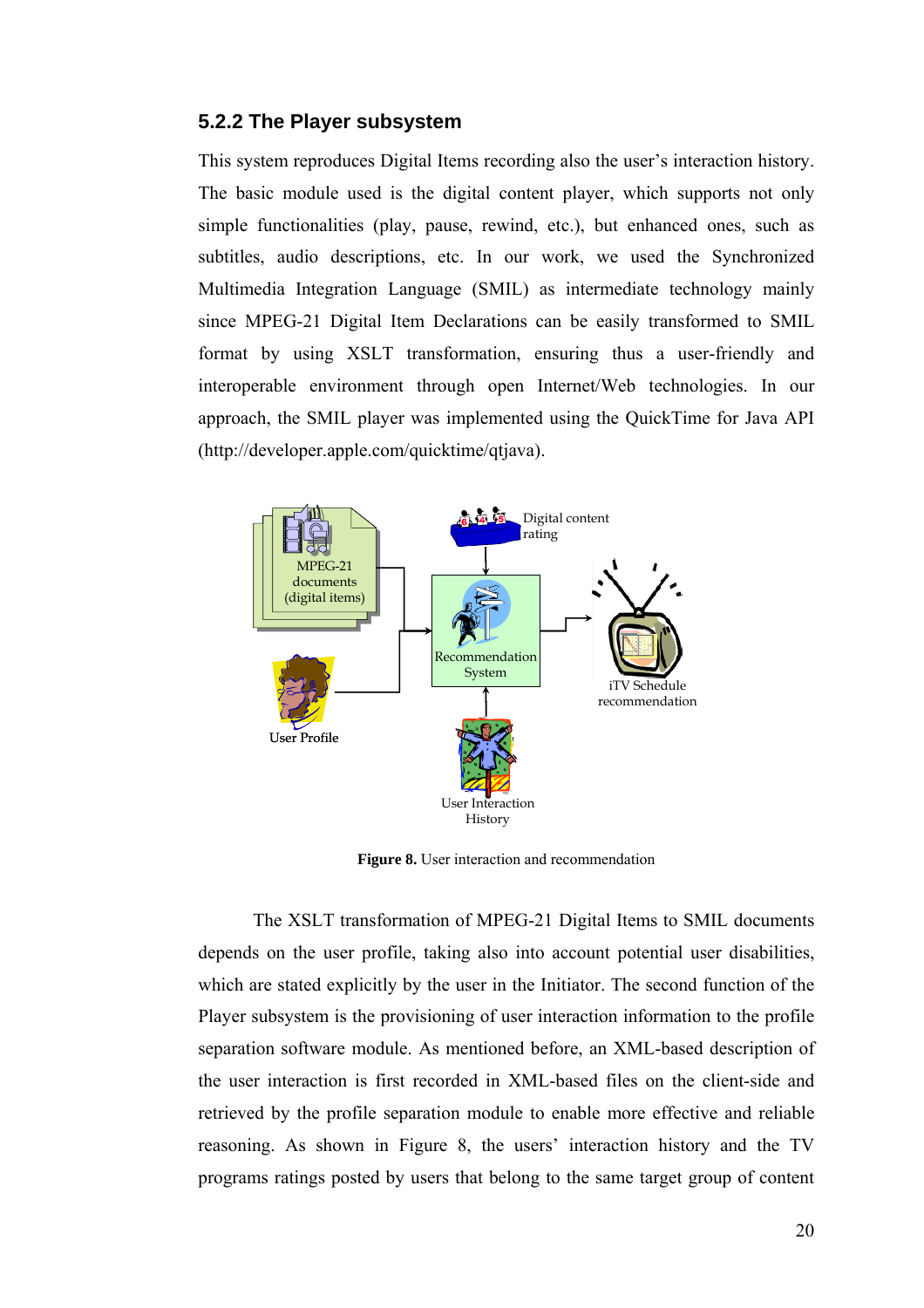### 5.2.2 The Player subsystem

This system reproduces Digital Items recording also the user's interaction history. The basic module used is the digital content player, which supports not only simple functionalities (play, pause, rewind, etc.), but enhanced ones, such as subtitles, audio descriptions, etc. In our work, we used the Synchronized Multimedia Integration Language (SMIL) as intermediate technology mainly since MPEG-21 Digital Item Declarations can be easily transformed to SMIL format by using XSLT transformation, ensuring thus a user-friendly and interoperable environment through open Internet/Web technologies. In our approach, the SMIL player was implemented using the QuickTime for Java API (http://developer.apple.com/quicktime/qtjava).

**Figure 8.** User interaction and recommendation

The XSLT transformation of MPEG-21 Digital Items to SMIL documents depends on the user profile, taking also into account potential user disabilities, which are stated explicitly by the user in the Initiator. The second function of the Player subsystem is the provisioning of user interaction information to the profile separation software module. As mentioned before, an XML-based description of the user interaction is first recorded in XML-based files on the client-side and retrieved by the profile separation module to enable more effective and reliable reasoning. As shown in Figure 8, the users' interaction history and the TV programs ratings posted by users that belong to the same target group of content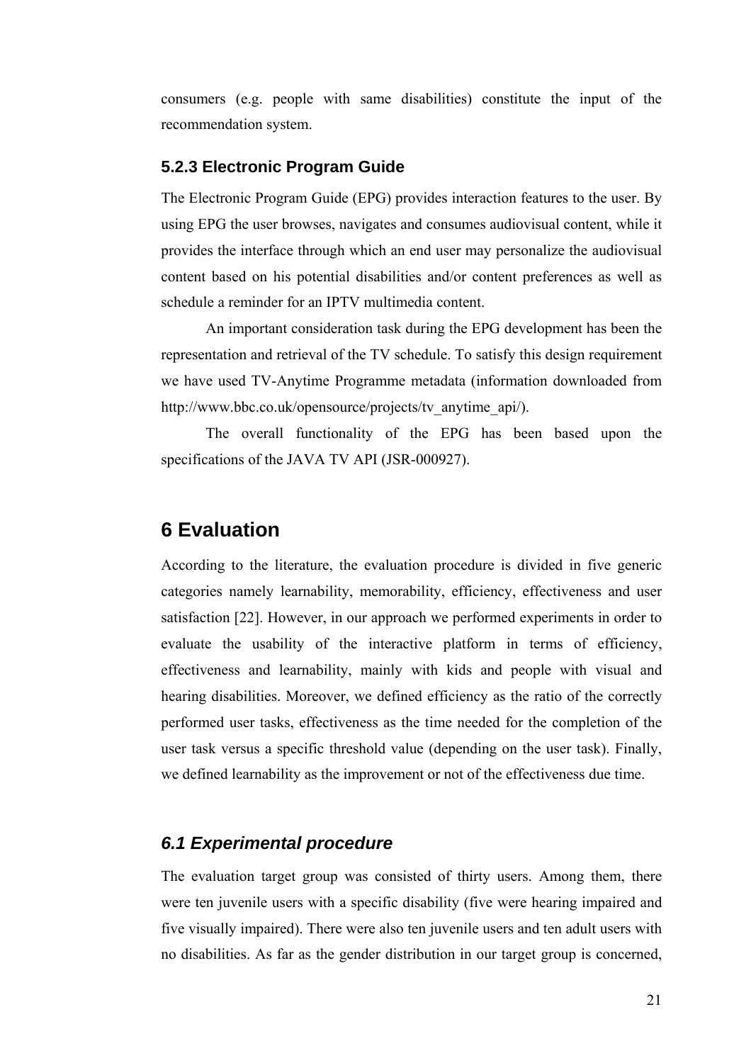consumers (e.g. people with same disabilities) constitute the input of the recommendation system.

### 5.2.3 Electronic Program Guide

The Electronic Program Guide (EPG) provides interaction features to the user. By using EPG the user browses, navigates and consumes audiovisual content, while it provides the interface through which an end user may personalize the audiovisual content based on his potential disabilities and/or content preferences as well as schedule a reminder for an IPTV multimedia content.

An important consideration task during the EPG development has been the representation and retrieval of the TV schedule. To satisfy this design requirement we have used TV-Anytime Programme metadata (information downloaded from http://www.bbc.co.uk/opensource/projects/tv_anytime_api/).

The overall functionality of the EPG has been based upon the specifications of the JAVA TV API (JSR-000927).

# 6 Evaluation

According to the literature, the evaluation procedure is divided in five generic categories namely learnability, memorability, efficiency, effectiveness and user satisfaction [22]. However, in our approach we performed experiments in order to evaluate the usability of the interactive platform in terms of efficiency, effectiveness and learnability, mainly with kids and people with visual and hearing disabilities. Moreover, we defined efficiency as the ratio of the correctly performed user tasks, effectiveness as the time needed for the completion of the user task versus a specific threshold value (depending on the user task). Finally, we defined learnability as the improvement or not of the effectiveness due time.

## *6.1 Experimental procedure*

The evaluation target group was consisted of thirty users. Among them, there were ten juvenile users with a specific disability (five were hearing impaired and five visually impaired). There were also ten juvenile users and ten adult users with no disabilities. As far as the gender distribution in our target group is concerned,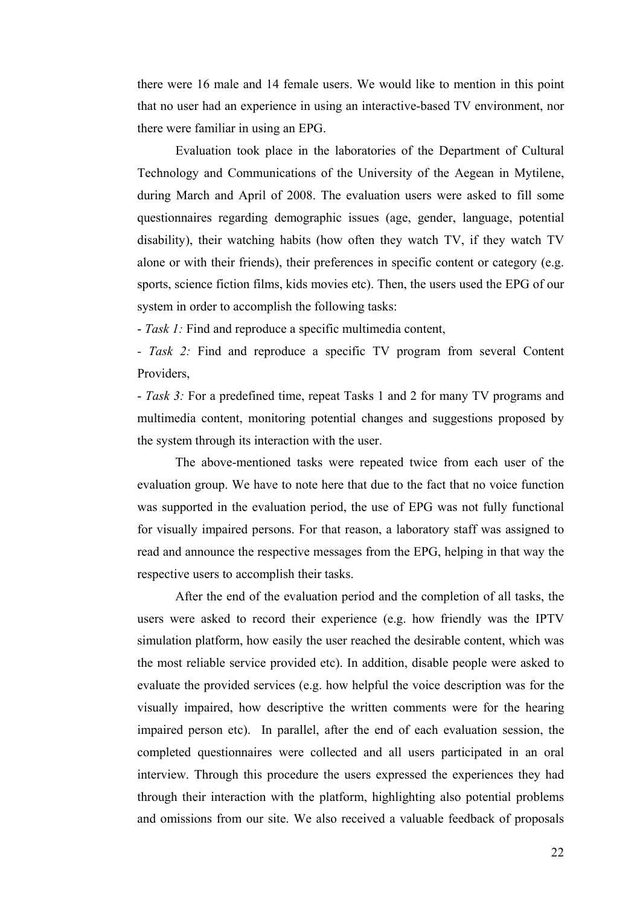there were 16 male and 14 female users. We would like to mention in this point that no user had an experience in using an interactive-based TV environment, nor there were familiar in using an EPG.

Evaluation took place in the laboratories of the Department of Cultural Technology and Communications of the University of the Aegean in Mytilene, during March and April of 2008. The evaluation users were asked to fill some questionnaires regarding demographic issues (age, gender, language, potential disability), their watching habits (how often they watch TV, if they watch TV alone or with their friends), their preferences in specific content or category (e.g. sports, science fiction films, kids movies etc). Then, the users used the EPG of our system in order to accomplish the following tasks:

- *Task 1:* Find and reproduce a specific multimedia content,
- *Task 2:* Find and reproduce a specific TV program from several Content Providers,
- *Task 3:* For a predefined time, repeat Tasks 1 and 2 for many TV programs and multimedia content, monitoring potential changes and suggestions proposed by the system through its interaction with the user.

The above-mentioned tasks were repeated twice from each user of the evaluation group. We have to note here that due to the fact that no voice function was supported in the evaluation period, the use of EPG was not fully functional for visually impaired persons. For that reason, a laboratory staff was assigned to read and announce the respective messages from the EPG, helping in that way the respective users to accomplish their tasks.

After the end of the evaluation period and the completion of all tasks, the users were asked to record their experience (e.g. how friendly was the IPTV simulation platform, how easily the user reached the desirable content, which was the most reliable service provided etc). In addition, disable people were asked to evaluate the provided services (e.g. how helpful the voice description was for the visually impaired, how descriptive the written comments were for the hearing impaired person etc). In parallel, after the end of each evaluation session, the completed questionnaires were collected and all users participated in an oral interview. Through this procedure the users expressed the experiences they had through their interaction with the platform, highlighting also potential problems and omissions from our site. We also received a valuable feedback of proposals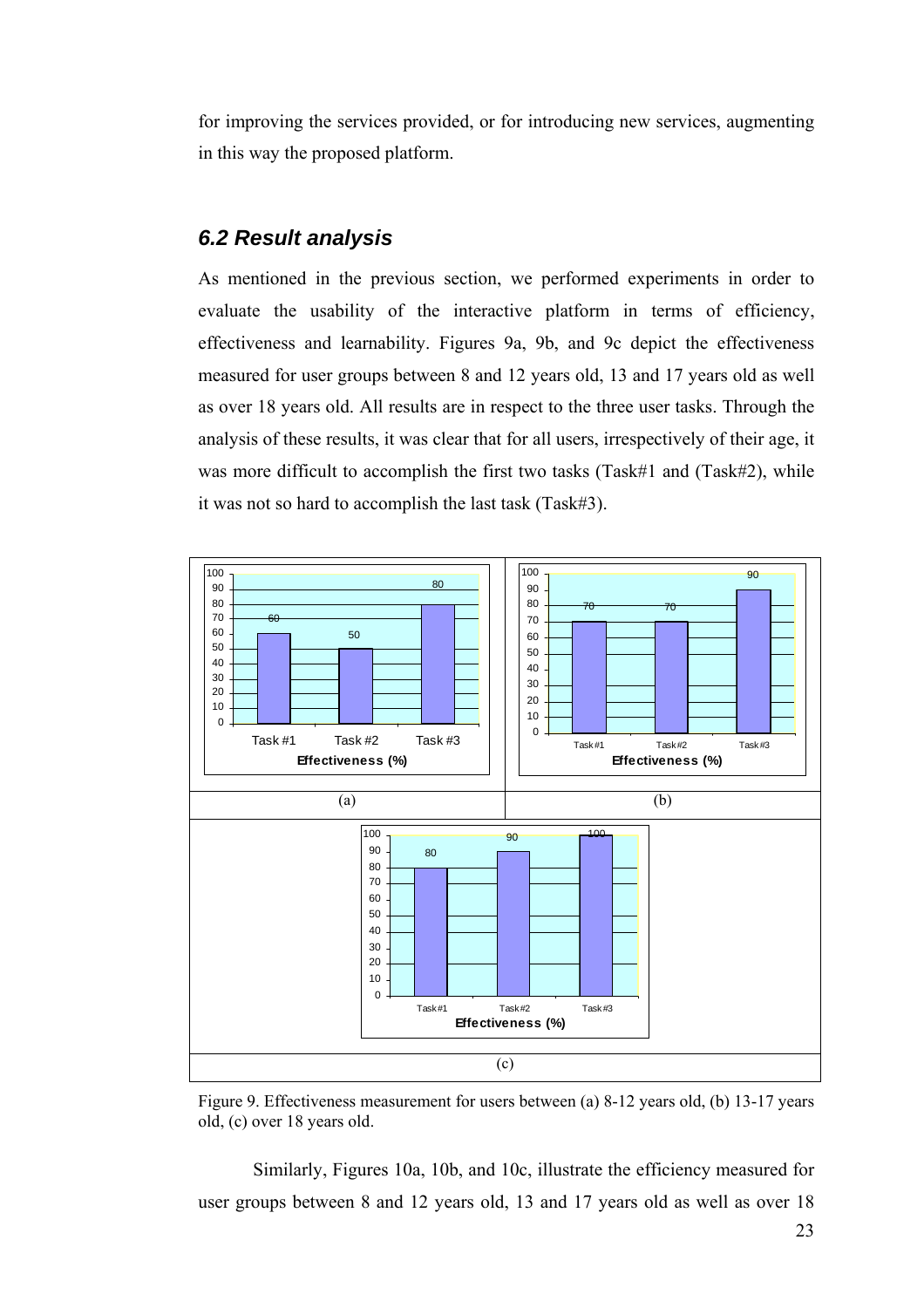for improving the services provided, or for introducing new services, augmenting in this way the proposed platform.

### *6.2 Result analysis*

As mentioned in the previous section, we performed experiments in order to evaluate the usability of the interactive platform in terms of efficiency, effectiveness and learnability. Figures 9a, 9b, and 9c depict the effectiveness measured for user groups between 8 and 12 years old, 13 and 17 years old as well as over 18 years old. All results are in respect to the three user tasks. Through the analysis of these results, it was clear that for all users, irrespectively of their age, it was more difficult to accomplish the first two tasks (Task#1 and (Task#2), while it was not so hard to accomplish the last task (Task#3).

Figure 9. Effectiveness measurement for users between (a) 8-12 years old, (b) 13-17 years old, (c) over 18 years old.

Similarly, Figures 10a, 10b, and 10c, illustrate the efficiency measured for user groups between 8 and 12 years old, 13 and 17 years old as well as over 18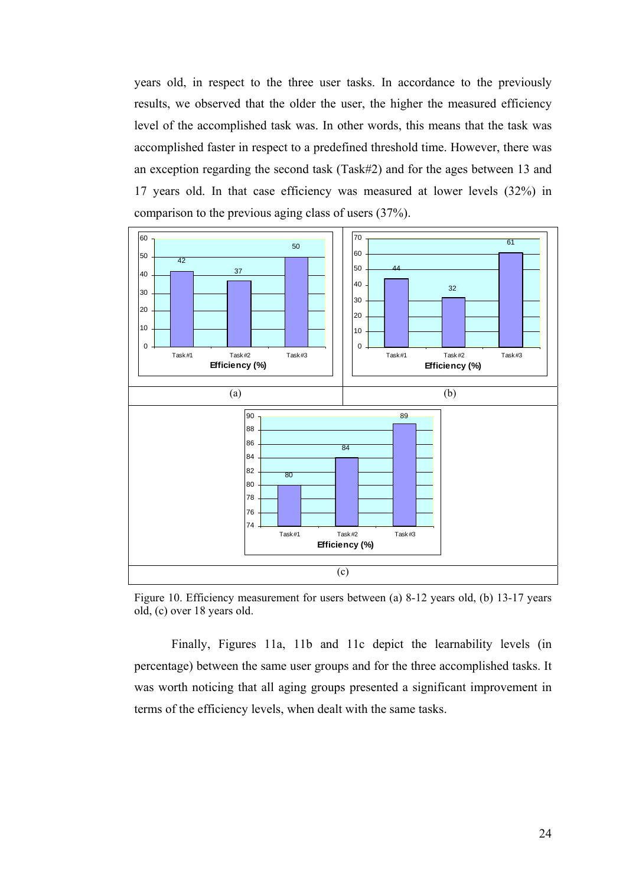years old, in respect to the three user tasks. In accordance to the previously results, we observed that the older the user, the higher the measured efficiency level of the accomplished task was. In other words, this means that the task was accomplished faster in respect to a predefined threshold time. However, there was an exception regarding the second task (Task#2) and for the ages between 13 and 17 years old. In that case efficiency was measured at lower levels (32%) in comparison to the previous aging class of users (37%).

Figure 10. Efficiency measurement for users between (a) 8-12 years old, (b) 13-17 years old, (c) over 18 years old.

Finally, Figures 11a, 11b and 11c depict the learnability levels (in percentage) between the same user groups and for the three accomplished tasks. It was worth noticing that all aging groups presented a significant improvement in terms of the efficiency levels, when dealt with the same tasks.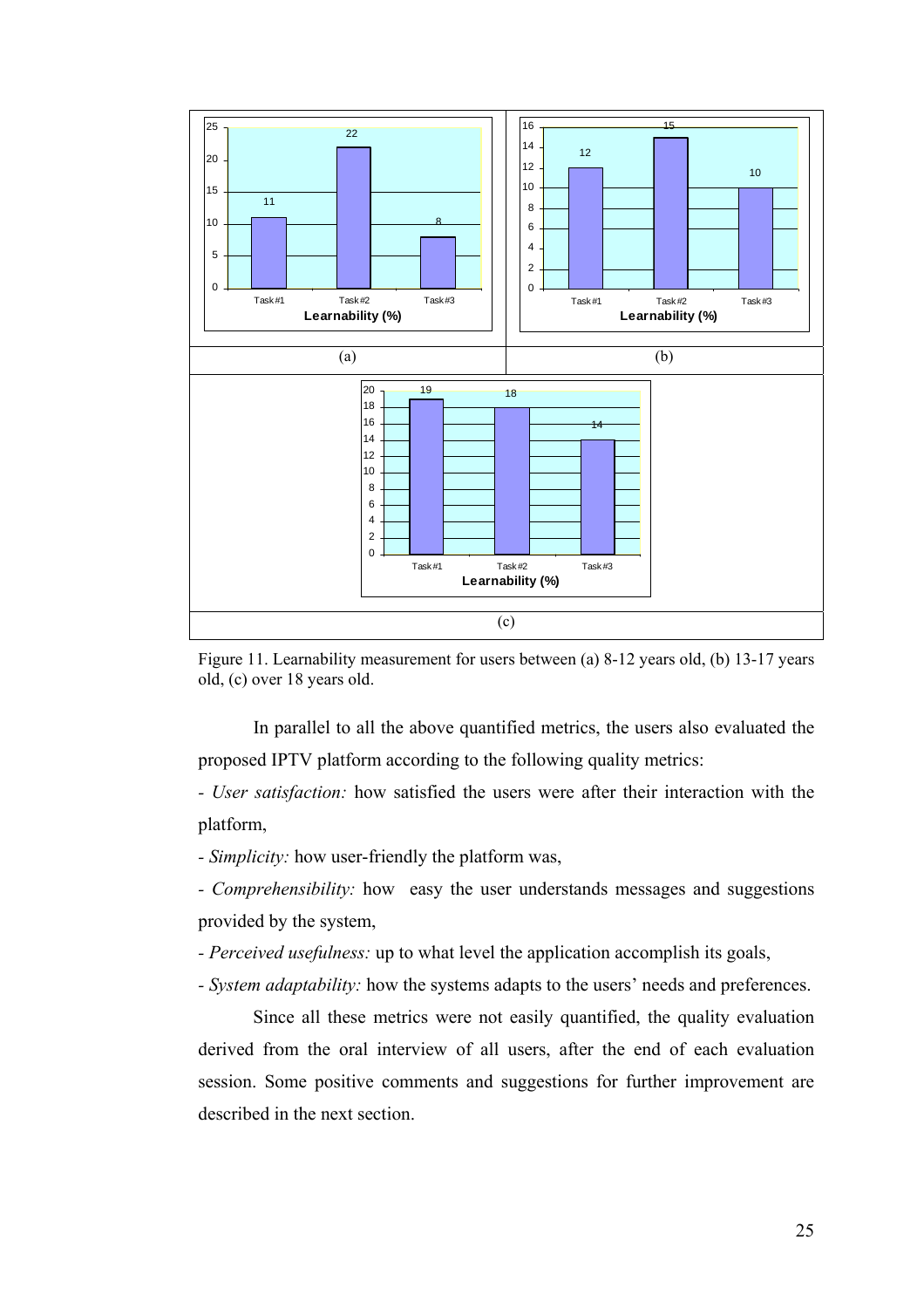Figure 11. Learnability measurement for users between (a) 8-12 years old, (b) 13-17 years old, (c) over 18 years old.

In parallel to all the above quantified metrics, the users also evaluated the proposed IPTV platform according to the following quality metrics:

- *User satisfaction:* how satisfied the users were after their interaction with the platform,
- *Simplicity:* how user-friendly the platform was,
- *Comprehensibility:* how easy the user understands messages and suggestions provided by the system,
- *Perceived usefulness:* up to what level the application accomplish its goals,
- *System adaptability:* how the systems adapts to the users' needs and preferences.

Since all these metrics were not easily quantified, the quality evaluation derived from the oral interview of all users, after the end of each evaluation session. Some positive comments and suggestions for further improvement are described in the next section.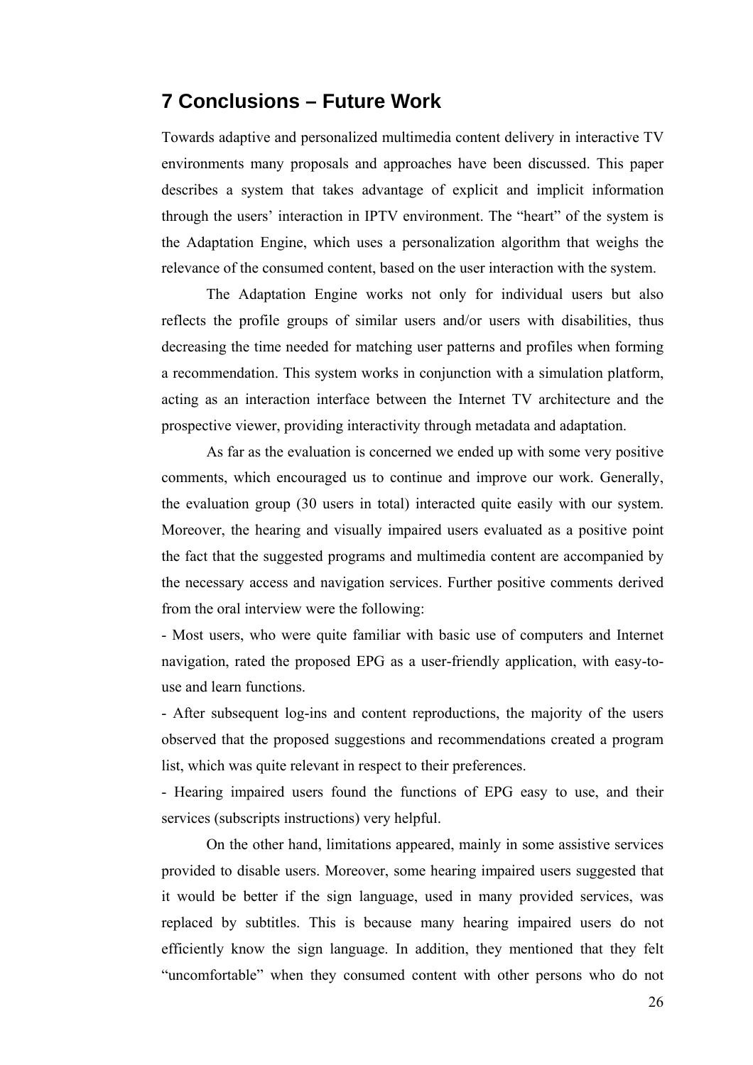# 7 Conclusions – Future Work

Towards adaptive and personalized multimedia content delivery in interactive TV environments many proposals and approaches have been discussed. This paper describes a system that takes advantage of explicit and implicit information through the users' interaction in IPTV environment. The "heart" of the system is the Adaptation Engine, which uses a personalization algorithm that weighs the relevance of the consumed content, based on the user interaction with the system.

The Adaptation Engine works not only for individual users but also reflects the profile groups of similar users and/or users with disabilities, thus decreasing the time needed for matching user patterns and profiles when forming a recommendation. This system works in conjunction with a simulation platform, acting as an interaction interface between the Internet TV architecture and the prospective viewer, providing interactivity through metadata and adaptation.

As far as the evaluation is concerned we ended up with some very positive comments, which encouraged us to continue and improve our work. Generally, the evaluation group (30 users in total) interacted quite easily with our system. Moreover, the hearing and visually impaired users evaluated as a positive point the fact that the suggested programs and multimedia content are accompanied by the necessary access and navigation services. Further positive comments derived from the oral interview were the following:

- Most users, who were quite familiar with basic use of computers and Internet navigation, rated the proposed EPG as a user-friendly application, with easy-to-use and learn functions.
- After subsequent log-ins and content reproductions, the majority of the users observed that the proposed suggestions and recommendations created a program list, which was quite relevant in respect to their preferences.
- Hearing impaired users found the functions of EPG easy to use, and their services (subscripts instructions) very helpful.

On the other hand, limitations appeared, mainly in some assistive services provided to disable users. Moreover, some hearing impaired users suggested that it would be better if the sign language, used in many provided services, was replaced by subtitles. This is because many hearing impaired users do not efficiently know the sign language. In addition, they mentioned that they felt "uncomfortable" when they consumed content with other persons who do not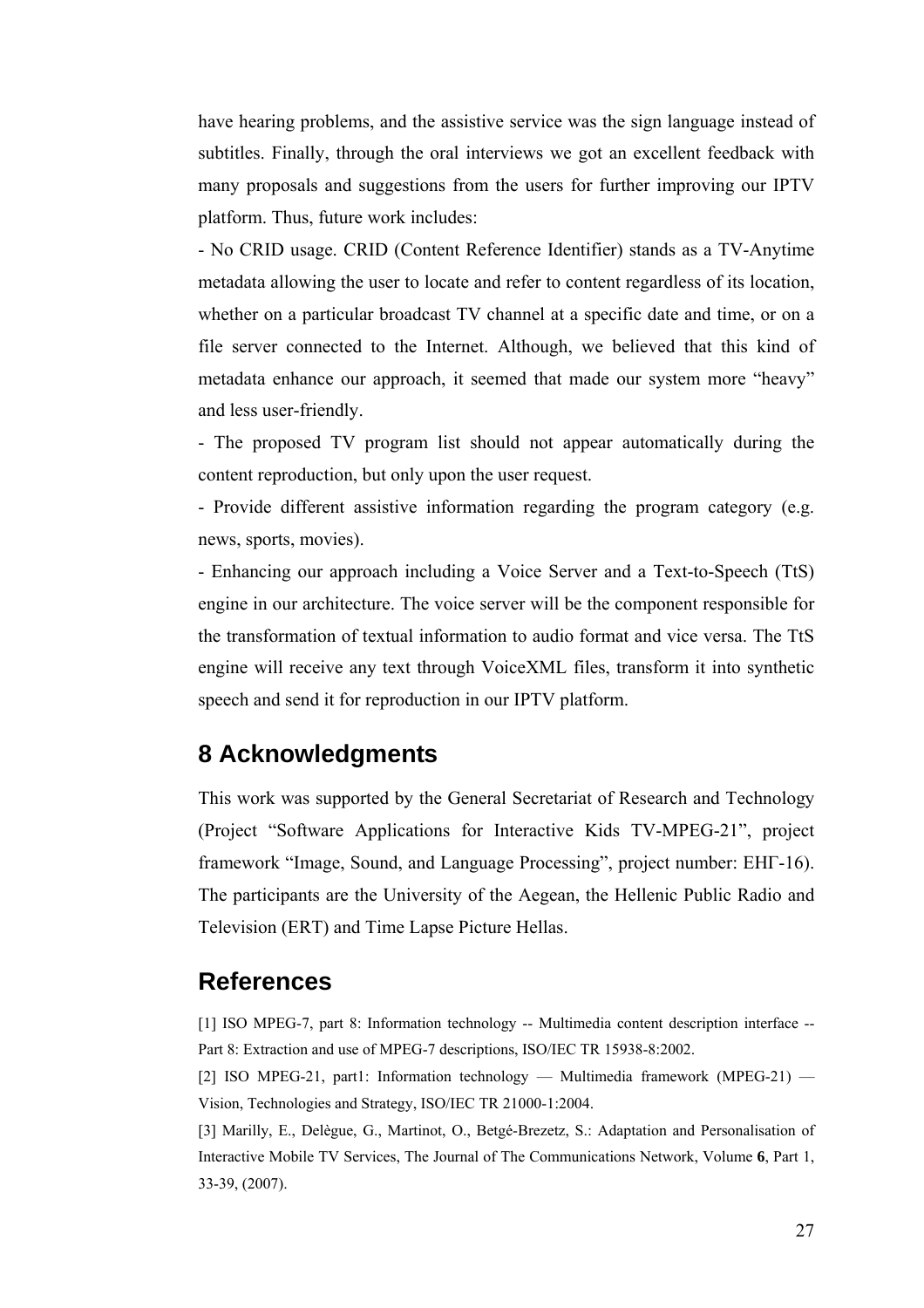have hearing problems, and the assistive service was the sign language instead of subtitles. Finally, through the oral interviews we got an excellent feedback with many proposals and suggestions from the users for further improving our IPTV platform. Thus, future work includes:

- No CRID usage. CRID (Content Reference Identifier) stands as a TV-Anytime metadata allowing the user to locate and refer to content regardless of its location, whether on a particular broadcast TV channel at a specific date and time, or on a file server connected to the Internet. Although, we believed that this kind of metadata enhance our approach, it seemed that made our system more "heavy" and less user-friendly.
- The proposed TV program list should not appear automatically during the content reproduction, but only upon the user request.
- Provide different assistive information regarding the program category (e.g. news, sports, movies).
- Enhancing our approach including a Voice Server and a Text-to-Speech (TtS) engine in our architecture. The voice server will be the component responsible for the transformation of textual information to audio format and vice versa. The TtS engine will receive any text through VoiceXML files, transform it into synthetic speech and send it for reproduction in our IPTV platform.

## 8 Acknowledgments

This work was supported by the General Secretariat of Research and Technology (Project "Software Applications for Interactive Kids TV-MPEG-21", project framework "Image, Sound, and Language Processing", project number: ΕΗΓ-16). The participants are the University of the Aegean, the Hellenic Public Radio and Television (ERT) and Time Lapse Picture Hellas.

## References

[1] ISO MPEG-7, part 8: Information technology -- Multimedia content description interface -- Part 8: Extraction and use of MPEG-7 descriptions, ISO/IEC TR 15938-8:2002.

[2] ISO MPEG-21, part1: Information technology — Multimedia framework (MPEG-21) — Vision, Technologies and Strategy, ISO/IEC TR 21000-1:2004.

[3] Marilly, E., Delègue, G., Martinot, O., Betgé-Brezetz, S.: Adaptation and Personalisation of Interactive Mobile TV Services, The Journal of The Communications Network, Volume **6**, Part 1, 33-39, (2007).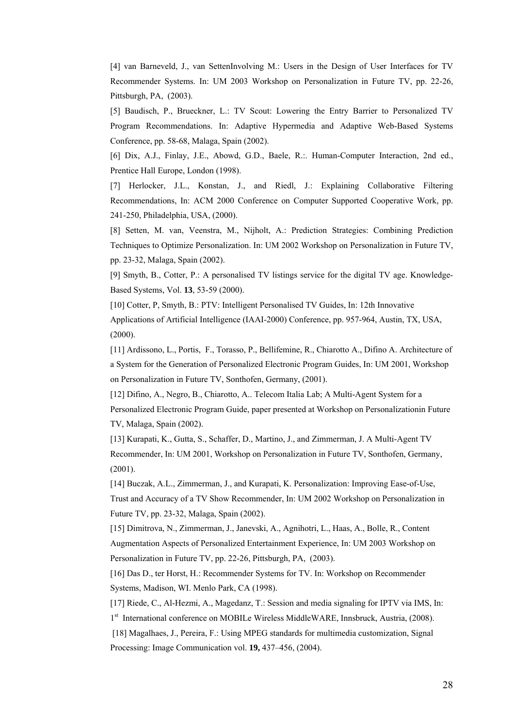[4] van Barneveld, J., van SettenInvolving M.: Users in the Design of User Interfaces for TV Recommender Systems. In: UM 2003 Workshop on Personalization in Future TV, pp. 22-26, Pittsburgh, PA, (2003).

[5] Baudisch, P., Brueckner, L.: TV Scout: Lowering the Entry Barrier to Personalized TV Program Recommendations. In: Adaptive Hypermedia and Adaptive Web-Based Systems Conference, pp. 58-68, Malaga, Spain (2002).

[6] Dix, A.J., Finlay, J.E., Abowd, G.D., Baele, R.:. Human-Computer Interaction, 2nd ed., Prentice Hall Europe, London (1998).

[7] Herlocker, J.L., Konstan, J., and Riedl, J.: Explaining Collaborative Filtering Recommendations, In: ACM 2000 Conference on Computer Supported Cooperative Work, pp. 241-250, Philadelphia, USA, (2000).

[8] Setten, M. van, Veenstra, M., Nijholt, A.: Prediction Strategies: Combining Prediction Techniques to Optimize Personalization. In: UM 2002 Workshop on Personalization in Future TV, pp. 23-32, Malaga, Spain (2002).

[9] Smyth, B., Cotter, P.: A personalised TV listings service for the digital TV age. Knowledge-Based Systems, Vol. **13**, 53-59 (2000).

[10] Cotter, P, Smyth, B.: PTV: Intelligent Personalised TV Guides, In: 12th Innovative Applications of Artificial Intelligence (IAAI-2000) Conference, pp. 957-964, Austin, TX, USA, (2000).

[11] Ardissono, L., Portis, F., Torasso, P., Bellifemine, R., Chiarotto A., Difino A. Architecture of a System for the Generation of Personalized Electronic Program Guides, In: UM 2001, Workshop on Personalization in Future TV, Sonthofen, Germany, (2001).

[12] Difino, A., Negro, B., Chiarotto, A.. Telecom Italia Lab; A Multi-Agent System for a Personalized Electronic Program Guide, paper presented at Workshop on Personalizationin Future TV, Malaga, Spain (2002).

[13] Kurapati, K., Gutta, S., Schaffer, D., Martino, J., and Zimmerman, J. A Multi-Agent TV Recommender, In: UM 2001, Workshop on Personalization in Future TV, Sonthofen, Germany, (2001).

[14] Buczak, A.L., Zimmerman, J., and Kurapati, K. Personalization: Improving Ease-of-Use, Trust and Accuracy of a TV Show Recommender, In: UM 2002 Workshop on Personalization in Future TV, pp. 23-32, Malaga, Spain (2002).

[15] Dimitrova, N., Zimmerman, J., Janevski, A., Agnihotri, L., Haas, A., Bolle, R., Content Augmentation Aspects of Personalized Entertainment Experience, In: UM 2003 Workshop on Personalization in Future TV, pp. 22-26, Pittsburgh, PA, (2003).

[16] Das D., ter Horst, H.: Recommender Systems for TV. In: Workshop on Recommender Systems, Madison, WI. Menlo Park, CA (1998).

[17] Riede, C., Al-Hezmi, A., Magedanz, T.: Session and media signaling for IPTV via IMS, In: 1st International conference on MOBILe Wireless MiddleWARE, Innsbruck, Austria, (2008).

[18] Magalhaes, J., Pereira, F.: Using MPEG standards for multimedia customization, Signal Processing: Image Communication vol. **19,** 437–456, (2004).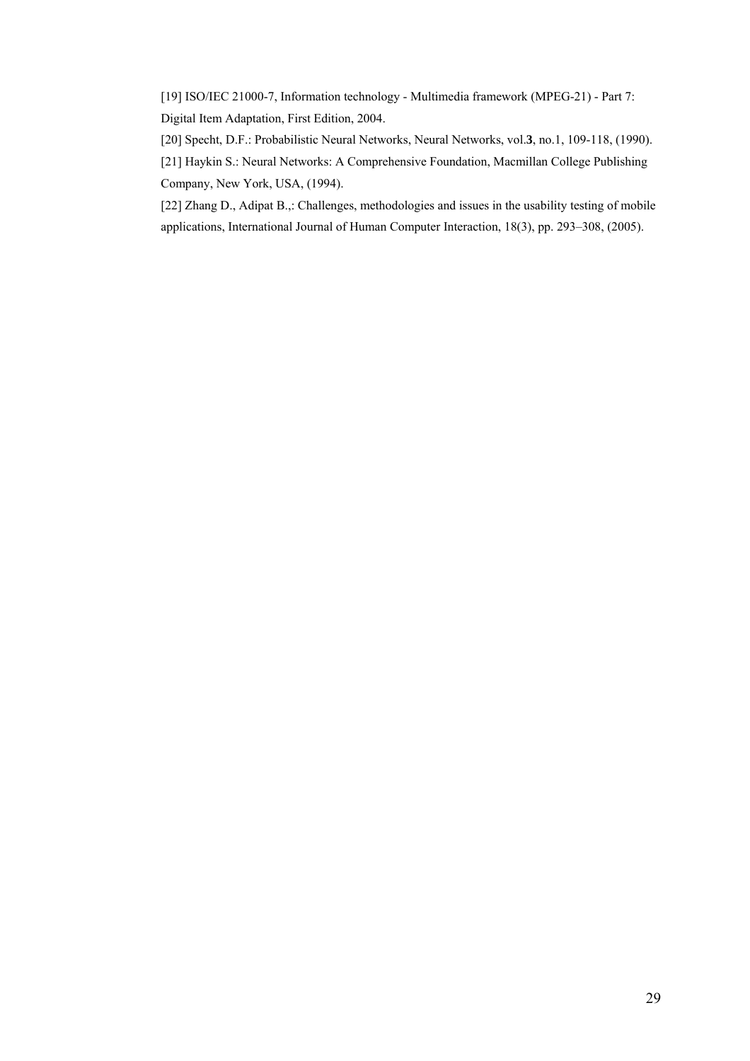[19] ISO/IEC 21000-7, Information technology - Multimedia framework (MPEG-21) - Part 7: Digital Item Adaptation, First Edition, 2004.

[20] Specht, D.F.: Probabilistic Neural Networks, Neural Networks, vol.**3**, no.1, 109-118, (1990).

[21] Haykin S.: Neural Networks: A Comprehensive Foundation, Macmillan College Publishing Company, New York, USA, (1994).

[22] Zhang D., Adipat B.,: Challenges, methodologies and issues in the usability testing of mobile applications, International Journal of Human Computer Interaction, 18(3), pp. 293–308, (2005).